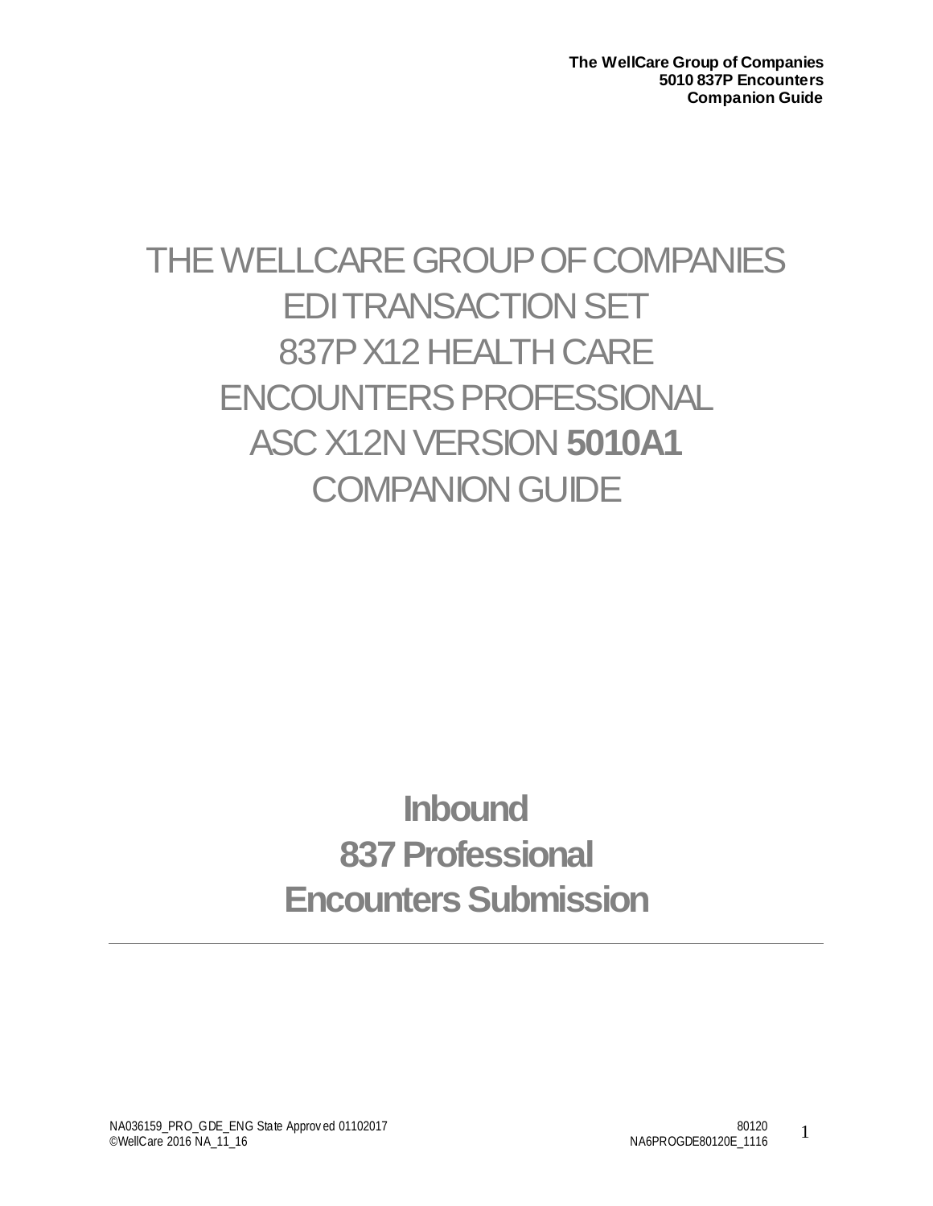# THE WELLCARE GROUP OF COMPANIES EDI TRANSACTION SET 837P X12 HEALTH CARE ENCOUNTERS PROFESSIONAL ASC X12N VERSION **5010A1** COMPANION GUIDE

## Inbound 837 Professional Encounters Submission

---

NA036159_PRO_GDE_ENG State Approved 01102017
©WellCare 2016 NA_11_16

80120
NA6PROGDE80120E_1116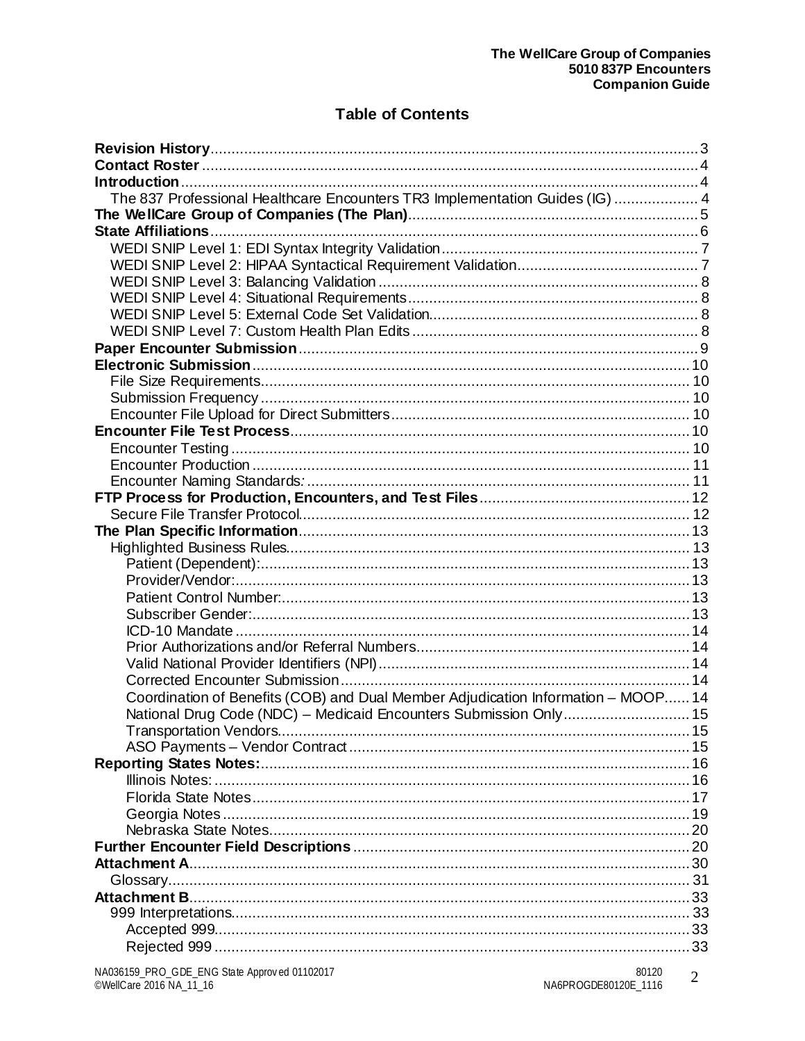# Table of Contents

- **Revision History** ..... 3
- **Contact Roster** ..... 4
- **Introduction** ..... 4
  - The 837 Professional Healthcare Encounters TR3 Implementation Guides (IG) ..... 4
- **The WellCare Group of Companies (The Plan)** ..... 5
- **State Affiliations** ..... 6
  - WEDI SNIP Level 1: EDI Syntax Integrity Validation ..... 7
  - WEDI SNIP Level 2: HIPAA Syntactical Requirement Validation ..... 7
  - WEDI SNIP Level 3: Balancing Validation ..... 8
  - WEDI SNIP Level 4: Situational Requirements ..... 8
  - WEDI SNIP Level 5: External Code Set Validation ..... 8
  - WEDI SNIP Level 7: Custom Health Plan Edits ..... 8
- **Paper Encounter Submission** ..... 9
- **Electronic Submission** ..... 10
  - File Size Requirements ..... 10
  - Submission Frequency ..... 10
  - Encounter File Upload for Direct Submitters ..... 10
- **Encounter File Test Process** ..... 10
  - Encounter Testing ..... 10
  - Encounter Production ..... 11
  - Encounter Naming Standards: ..... 11
- **FTP Process for Production, Encounters, and Test Files** ..... 12
  - Secure File Transfer Protocol ..... 12
- **The Plan Specific Information** ..... 13
  - Highlighted Business Rules ..... 13
    - Patient (Dependent): ..... 13
    - Provider/Vendor: ..... 13
    - Patient Control Number: ..... 13
    - Subscriber Gender: ..... 13
    - ICD-10 Mandate ..... 14
    - Prior Authorizations and/or Referral Numbers ..... 14
    - Valid National Provider Identifiers (NPI) ..... 14
    - Corrected Encounter Submission ..... 14
    - Coordination of Benefits (COB) and Dual Member Adjudication Information – MOOP ..... 14
    - National Drug Code (NDC) – Medicaid Encounters Submission Only ..... 15
    - Transportation Vendors ..... 15
    - ASO Payments – Vendor Contract ..... 15
- **Reporting States Notes:** ..... 16
  - Illinois Notes: ..... 16
  - Florida State Notes ..... 17
  - Georgia Notes ..... 19
  - Nebraska State Notes ..... 20
- **Further Encounter Field Descriptions** ..... 20
- **Attachment A** ..... 30
  - Glossary ..... 31
- **Attachment B** ..... 33
  - 999 Interpretations ..... 33
    - Accepted 999 ..... 33
    - Rejected 999 ..... 33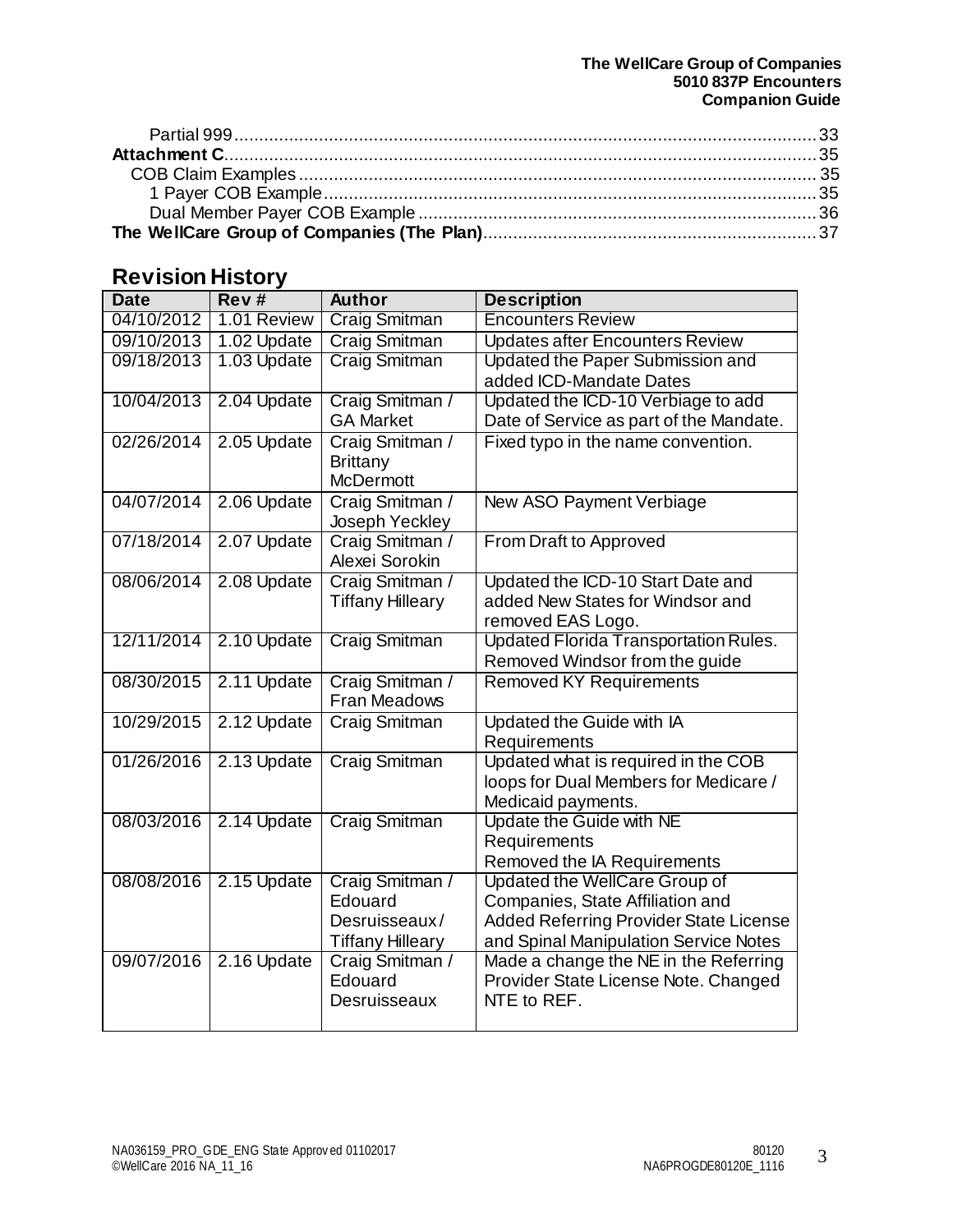Partial 999 ........................................................................................................................ 33
**Attachment C** .................................................................................................................. 35
COB Claim Examples ......................................................................................................... 35
1 Payer COB Example ....................................................................................................... 35
Dual Member Payer COB Example ................................................................................... 36
**The WellCare Group of Companies (The Plan)** ........................................................... 37

## Revision History

| Date | Rev # | Author | Description |
|---|---|---|---|
| 04/10/2012 | 1.01 Review | Craig Smitman | Encounters Review |
| 09/10/2013 | 1.02 Update | Craig Smitman | Updates after Encounters Review |
| 09/18/2013 | 1.03 Update | Craig Smitman | Updated the Paper Submission and added ICD-Mandate Dates |
| 10/04/2013 | 2.04 Update | Craig Smitman / GA Market | Updated the ICD-10 Verbiage to add Date of Service as part of the Mandate. |
| 02/26/2014 | 2.05 Update | Craig Smitman / Brittany McDermott | Fixed typo in the name convention. |
| 04/07/2014 | 2.06 Update | Craig Smitman / Joseph Yeckley | New ASO Payment Verbiage |
| 07/18/2014 | 2.07 Update | Craig Smitman / Alexei Sorokin | From Draft to Approved |
| 08/06/2014 | 2.08 Update | Craig Smitman / Tiffany Hilleary | Updated the ICD-10 Start Date and added New States for Windsor and removed EAS Logo. |
| 12/11/2014 | 2.10 Update | Craig Smitman | Updated Florida Transportation Rules. Removed Windsor from the guide |
| 08/30/2015 | 2.11 Update | Craig Smitman / Fran Meadows | Removed KY Requirements |
| 10/29/2015 | 2.12 Update | Craig Smitman | Updated the Guide with IA Requirements |
| 01/26/2016 | 2.13 Update | Craig Smitman | Updated what is required in the COB loops for Dual Members for Medicare / Medicaid payments. |
| 08/03/2016 | 2.14 Update | Craig Smitman | Update the Guide with NE Requirements<br>Removed the IA Requirements |
| 08/08/2016 | 2.15 Update | Craig Smitman / Edouard Desruisseaux / Tiffany Hilleary | Updated the WellCare Group of Companies, State Affiliation and Added Referring Provider State License and Spinal Manipulation Service Notes |
| 09/07/2016 | 2.16 Update | Craig Smitman / Edouard Desruisseaux | Made a change the NE in the Referring Provider State License Note. Changed NTE to REF. |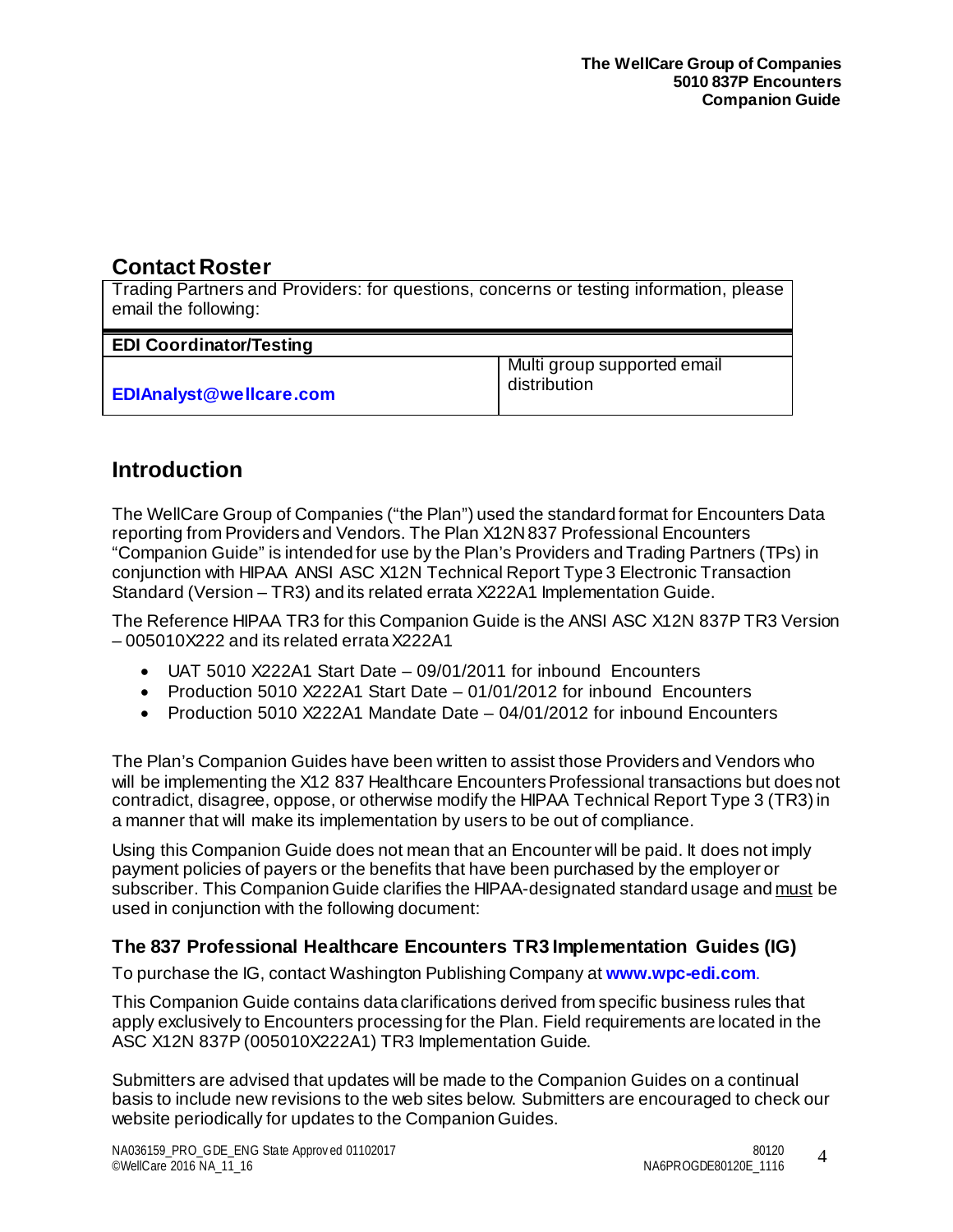## Contact Roster

| Trading Partners and Providers: for questions, concerns or testing information, please email the following: | |
|---|---|
| **EDI Coordinator/Testing** | |
| **EDIAnalyst@wellcare.com** | Multi group supported email distribution |

## Introduction

The WellCare Group of Companies ("the Plan") used the standard format for Encounters Data reporting from Providers and Vendors. The Plan X12N 837 Professional Encounters "Companion Guide" is intended for use by the Plan's Providers and Trading Partners (TPs) in conjunction with HIPAA ANSI ASC X12N Technical Report Type 3 Electronic Transaction Standard (Version – TR3) and its related errata X222A1 Implementation Guide.

The Reference HIPAA TR3 for this Companion Guide is the ANSI ASC X12N 837P TR3 Version – 005010X222 and its related errata X222A1

- UAT 5010 X222A1 Start Date – 09/01/2011 for inbound Encounters
- Production 5010 X222A1 Start Date – 01/01/2012 for inbound Encounters
- Production 5010 X222A1 Mandate Date – 04/01/2012 for inbound Encounters

The Plan's Companion Guides have been written to assist those Providers and Vendors who will be implementing the X12 837 Healthcare Encounters Professional transactions but does not contradict, disagree, oppose, or otherwise modify the HIPAA Technical Report Type 3 (TR3) in a manner that will make its implementation by users to be out of compliance.

Using this Companion Guide does not mean that an Encounter will be paid. It does not imply payment policies of payers or the benefits that have been purchased by the employer or subscriber. This Companion Guide clarifies the HIPAA-designated standard usage and must be used in conjunction with the following document:

### The 837 Professional Healthcare Encounters TR3 Implementation Guides (IG)

To purchase the IG, contact Washington Publishing Company at **www.wpc-edi.com**.

This Companion Guide contains data clarifications derived from specific business rules that apply exclusively to Encounters processing for the Plan. Field requirements are located in the ASC X12N 837P (005010X222A1) TR3 Implementation Guide.

Submitters are advised that updates will be made to the Companion Guides on a continual basis to include new revisions to the web sites below. Submitters are encouraged to check our website periodically for updates to the Companion Guides.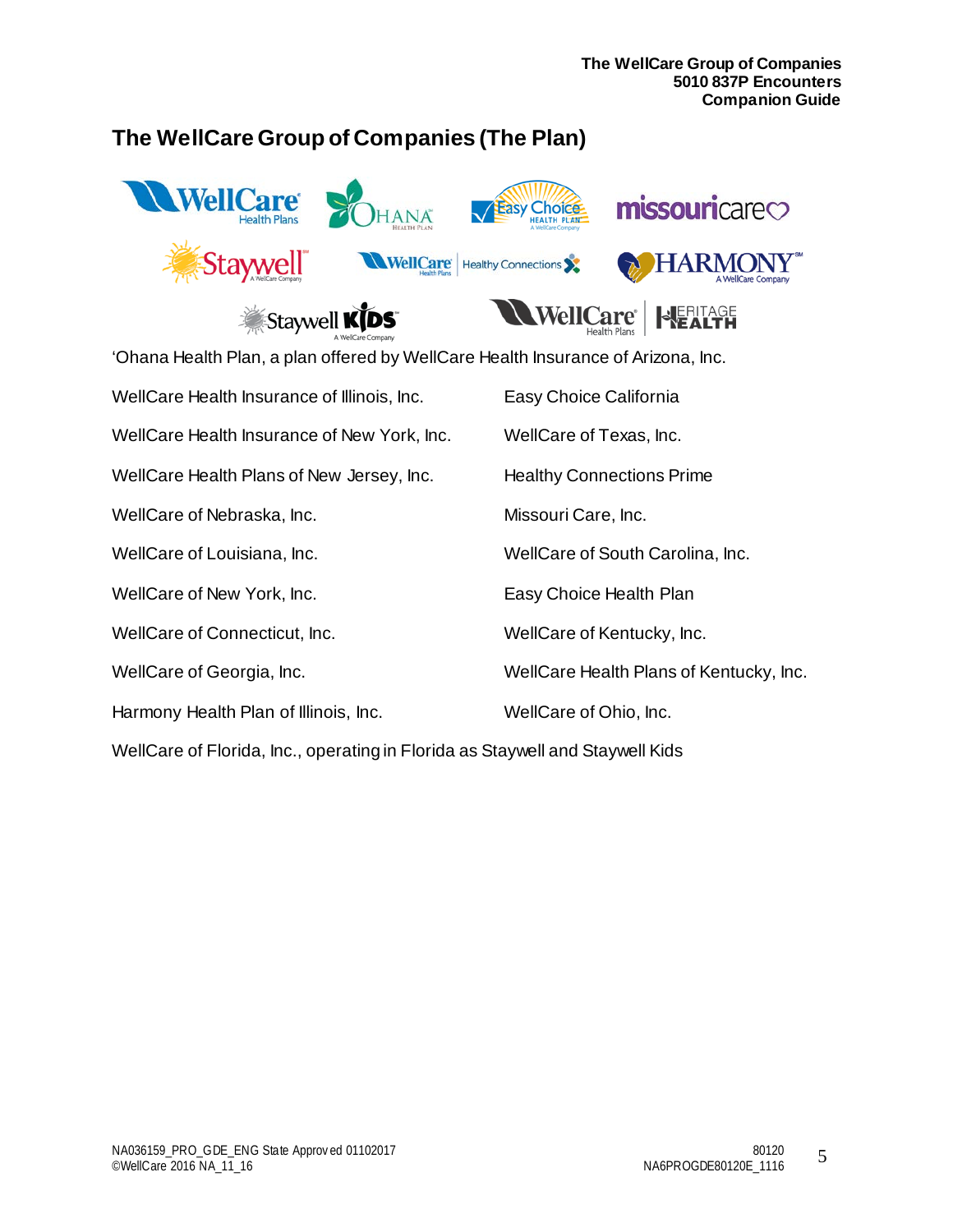## The WellCare Group of Companies (The Plan)

'Ohana Health Plan, a plan offered by WellCare Health Insurance of Arizona, Inc.

WellCare Health Insurance of Illinois, Inc.

WellCare Health Insurance of New York, Inc.

WellCare Health Plans of New Jersey, Inc.

WellCare of Nebraska, Inc.

WellCare of Louisiana, Inc.

WellCare of New York, Inc.

WellCare of Connecticut, Inc.

WellCare of Georgia, Inc.

Harmony Health Plan of Illinois, Inc.

Easy Choice California

WellCare of Texas, Inc.

Healthy Connections Prime

Missouri Care, Inc.

WellCare of South Carolina, Inc.

Easy Choice Health Plan

WellCare of Kentucky, Inc.

WellCare Health Plans of Kentucky, Inc.

WellCare of Ohio, Inc.

WellCare of Florida, Inc., operating in Florida as Staywell and Staywell Kids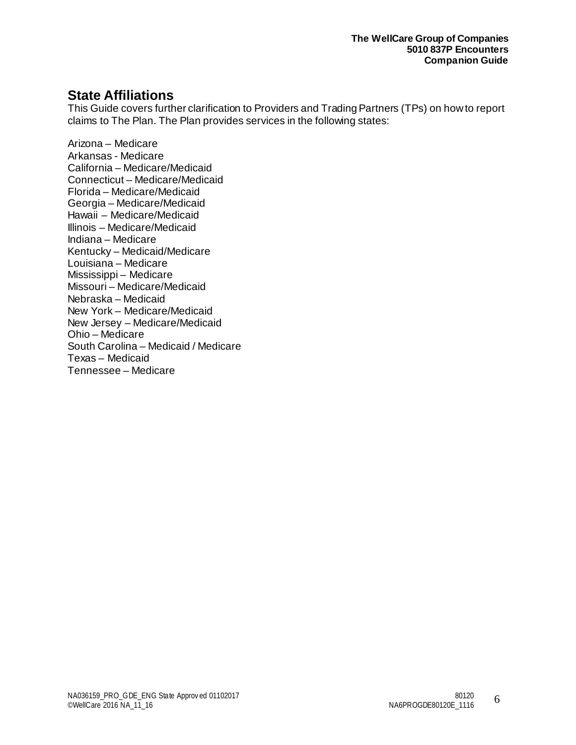## State Affiliations

This Guide covers further clarification to Providers and Trading Partners (TPs) on how to report claims to The Plan. The Plan provides services in the following states:

Arizona – Medicare
Arkansas - Medicare
California – Medicare/Medicaid
Connecticut – Medicare/Medicaid
Florida – Medicare/Medicaid
Georgia – Medicare/Medicaid
Hawaii – Medicare/Medicaid
Illinois – Medicare/Medicaid
Indiana – Medicare
Kentucky – Medicaid/Medicare
Louisiana – Medicare
Mississippi – Medicare
Missouri – Medicare/Medicaid
Nebraska – Medicaid
New York – Medicare/Medicaid
New Jersey – Medicare/Medicaid
Ohio – Medicare
South Carolina – Medicaid / Medicare
Texas – Medicaid
Tennessee – Medicare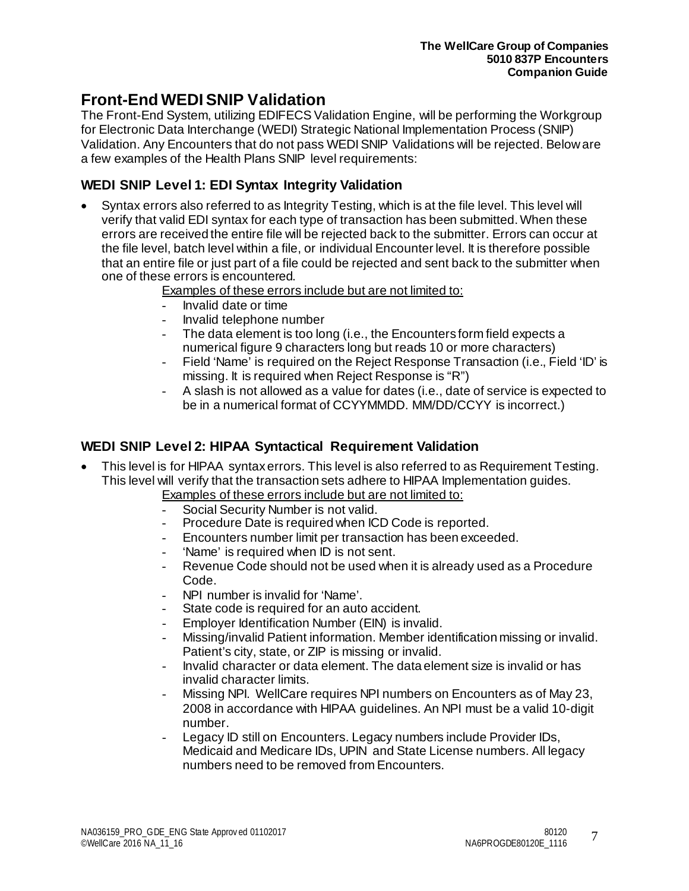# Front-End WEDI SNIP Validation

The Front-End System, utilizing EDIFECS Validation Engine, will be performing the Workgroup for Electronic Data Interchange (WEDI) Strategic National Implementation Process (SNIP) Validation. Any Encounters that do not pass WEDI SNIP Validations will be rejected. Below are a few examples of the Health Plans SNIP level requirements:

## WEDI SNIP Level 1: EDI Syntax Integrity Validation

- Syntax errors also referred to as Integrity Testing, which is at the file level. This level will verify that valid EDI syntax for each type of transaction has been submitted. When these errors are received the entire file will be rejected back to the submitter. Errors can occur at the file level, batch level within a file, or individual Encounter level. It is therefore possible that an entire file or just part of a file could be rejected and sent back to the submitter when one of these errors is encountered.

  Examples of these errors include but are not limited to:
  - Invalid date or time
  - Invalid telephone number
  - The data element is too long (i.e., the Encounters form field expects a numerical figure 9 characters long but reads 10 or more characters)
  - Field 'Name' is required on the Reject Response Transaction (i.e., Field 'ID' is missing. It is required when Reject Response is "R")
  - A slash is not allowed as a value for dates (i.e., date of service is expected to be in a numerical format of CCYYMMDD. MM/DD/CCYY is incorrect.)

## WEDI SNIP Level 2: HIPAA Syntactical Requirement Validation

- This level is for HIPAA syntax errors. This level is also referred to as Requirement Testing. This level will verify that the transaction sets adhere to HIPAA Implementation guides.

  Examples of these errors include but are not limited to:
  - Social Security Number is not valid.
  - Procedure Date is required when ICD Code is reported.
  - Encounters number limit per transaction has been exceeded.
  - 'Name' is required when ID is not sent.
  - Revenue Code should not be used when it is already used as a Procedure Code.
  - NPI number is invalid for 'Name'.
  - State code is required for an auto accident.
  - Employer Identification Number (EIN) is invalid.
  - Missing/invalid Patient information. Member identification missing or invalid. Patient's city, state, or ZIP is missing or invalid.
  - Invalid character or data element. The data element size is invalid or has invalid character limits.
  - Missing NPI. WellCare requires NPI numbers on Encounters as of May 23, 2008 in accordance with HIPAA guidelines. An NPI must be a valid 10-digit number.
  - Legacy ID still on Encounters. Legacy numbers include Provider IDs, Medicaid and Medicare IDs, UPIN and State License numbers. All legacy numbers need to be removed from Encounters.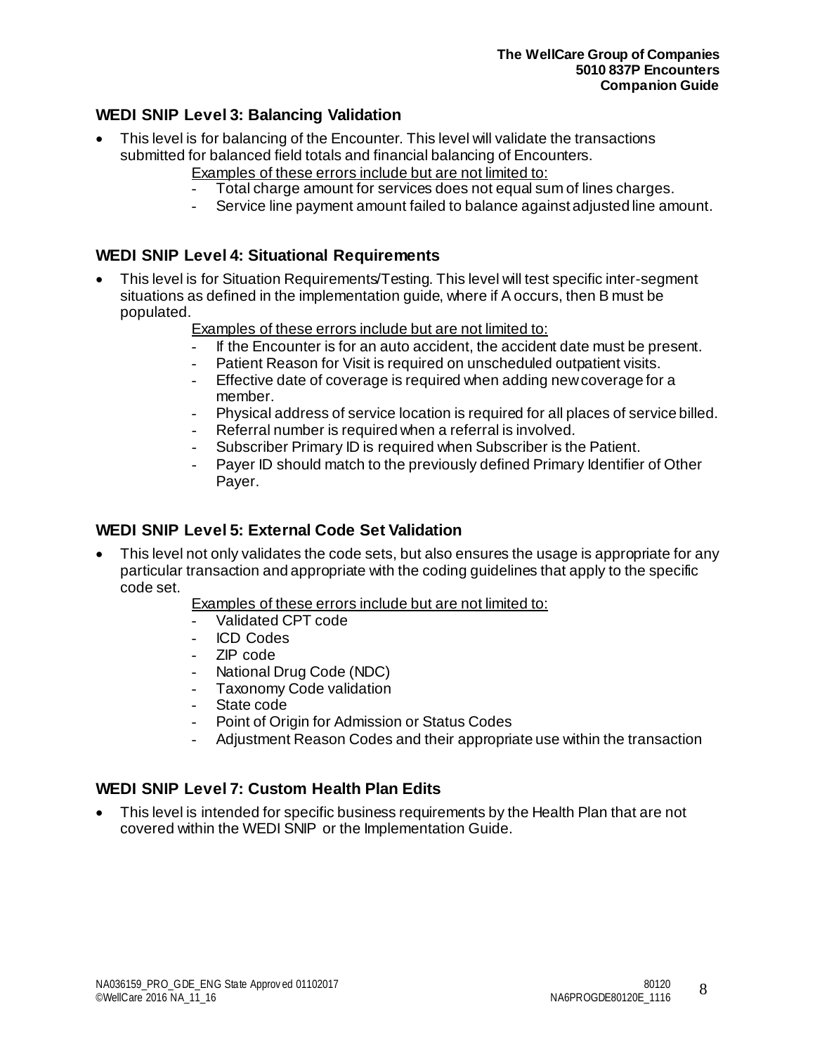### WEDI SNIP Level 3: Balancing Validation

- This level is for balancing of the Encounter. This level will validate the transactions submitted for balanced field totals and financial balancing of Encounters.

  Examples of these errors include but are not limited to:
  - Total charge amount for services does not equal sum of lines charges.
  - Service line payment amount failed to balance against adjusted line amount.

### WEDI SNIP Level 4: Situational Requirements

- This level is for Situation Requirements/Testing. This level will test specific inter-segment situations as defined in the implementation guide, where if A occurs, then B must be populated.

  Examples of these errors include but are not limited to:
  - If the Encounter is for an auto accident, the accident date must be present.
  - Patient Reason for Visit is required on unscheduled outpatient visits.
  - Effective date of coverage is required when adding new coverage for a member.
  - Physical address of service location is required for all places of service billed.
  - Referral number is required when a referral is involved.
  - Subscriber Primary ID is required when Subscriber is the Patient.
  - Payer ID should match to the previously defined Primary Identifier of Other Payer.

### WEDI SNIP Level 5: External Code Set Validation

- This level not only validates the code sets, but also ensures the usage is appropriate for any particular transaction and appropriate with the coding guidelines that apply to the specific code set.

  Examples of these errors include but are not limited to:
  - Validated CPT code
  - ICD Codes
  - ZIP code
  - National Drug Code (NDC)
  - Taxonomy Code validation
  - State code
  - Point of Origin for Admission or Status Codes
  - Adjustment Reason Codes and their appropriate use within the transaction

### WEDI SNIP Level 7: Custom Health Plan Edits

- This level is intended for specific business requirements by the Health Plan that are not covered within the WEDI SNIP or the Implementation Guide.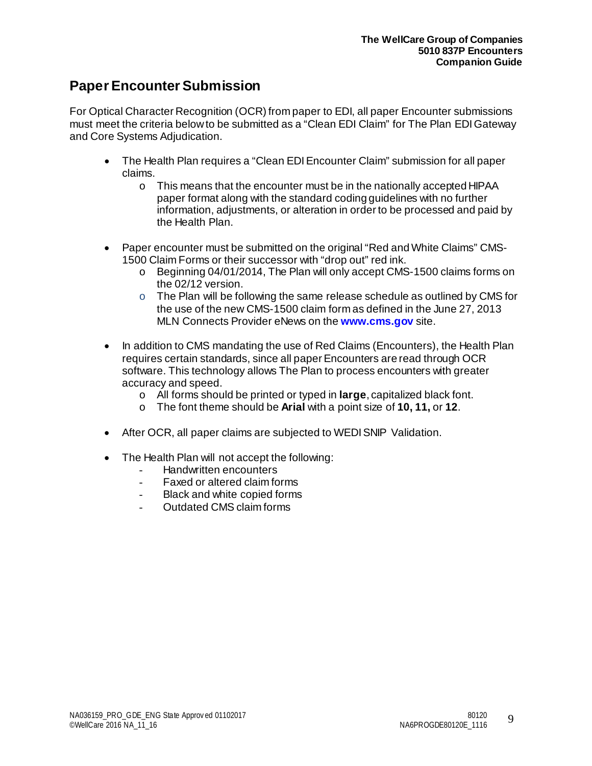## Paper Encounter Submission

For Optical Character Recognition (OCR) from paper to EDI, all paper Encounter submissions must meet the criteria below to be submitted as a "Clean EDI Claim" for The Plan EDI Gateway and Core Systems Adjudication.

- The Health Plan requires a "Clean EDI Encounter Claim" submission for all paper claims.
  - This means that the encounter must be in the nationally accepted HIPAA paper format along with the standard coding guidelines with no further information, adjustments, or alteration in order to be processed and paid by the Health Plan.

- Paper encounter must be submitted on the original "Red and White Claims" CMS-1500 Claim Forms or their successor with "drop out" red ink.
  - Beginning 04/01/2014, The Plan will only accept CMS-1500 claims forms on the 02/12 version.
  - The Plan will be following the same release schedule as outlined by CMS for the use of the new CMS-1500 claim form as defined in the June 27, 2013 MLN Connects Provider eNews on the **www.cms.gov** site.

- In addition to CMS mandating the use of Red Claims (Encounters), the Health Plan requires certain standards, since all paper Encounters are read through OCR software. This technology allows The Plan to process encounters with greater accuracy and speed.
  - All forms should be printed or typed in **large**, capitalized black font.
  - The font theme should be **Arial** with a point size of **10, 11,** or **12**.

- After OCR, all paper claims are subjected to WEDI SNIP Validation.

- The Health Plan will not accept the following:
  - Handwritten encounters
  - Faxed or altered claim forms
  - Black and white copied forms
  - Outdated CMS claim forms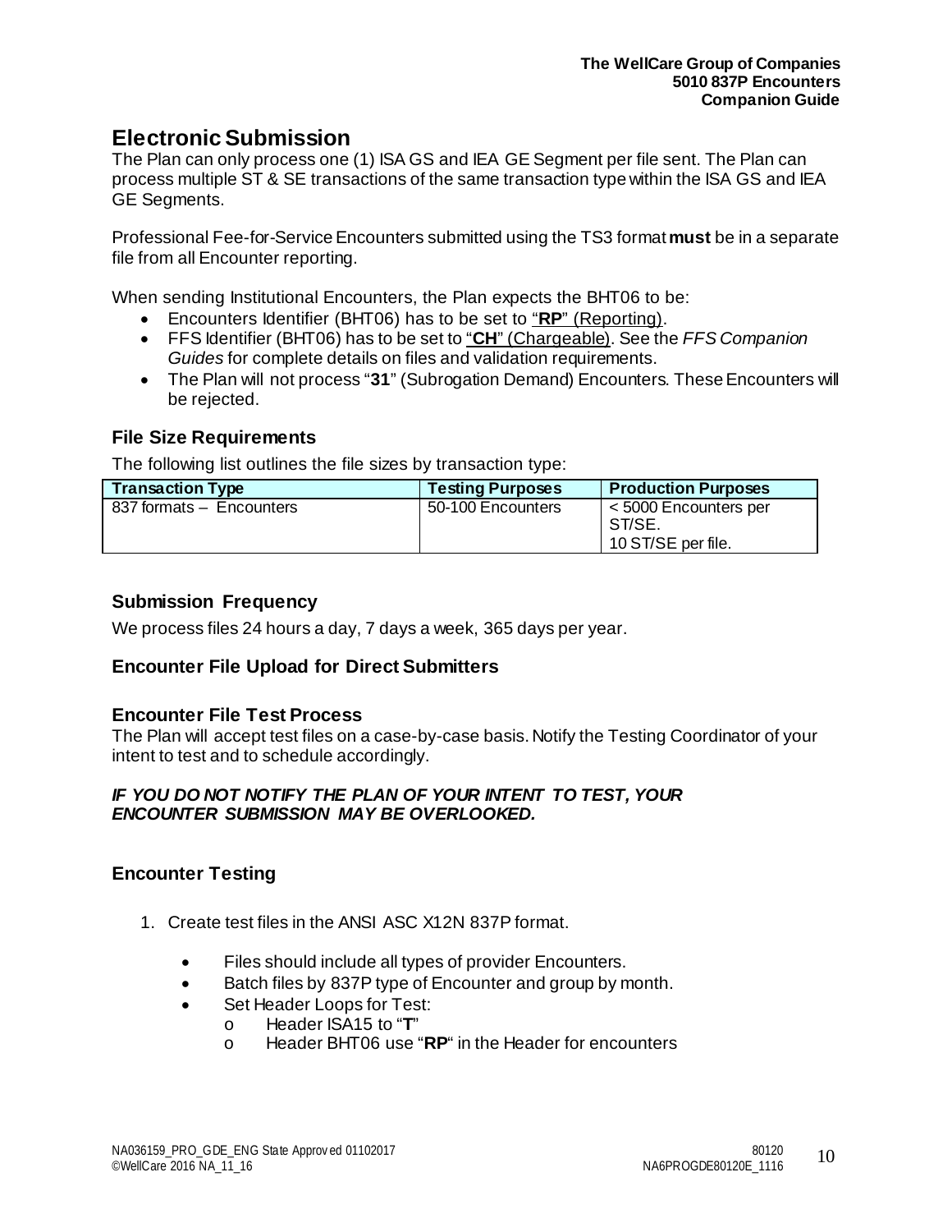# Electronic Submission

The Plan can only process one (1) ISA GS and IEA GE Segment per file sent. The Plan can process multiple ST & SE transactions of the same transaction type within the ISA GS and IEA GE Segments.

Professional Fee-for-Service Encounters submitted using the TS3 format **must** be in a separate file from all Encounter reporting.

When sending Institutional Encounters, the Plan expects the BHT06 to be:

- Encounters Identifier (BHT06) has to be set to "**RP**" (Reporting).
- FFS Identifier (BHT06) has to be set to "**CH**" (Chargeable). See the *FFS Companion Guides* for complete details on files and validation requirements.
- The Plan will not process "**31**" (Subrogation Demand) Encounters. These Encounters will be rejected.

## File Size Requirements

The following list outlines the file sizes by transaction type:

| Transaction Type | Testing Purposes | Production Purposes |
|---|---|---|
| 837 formats – Encounters | 50-100 Encounters | < 5000 Encounters per ST/SE.<br>10 ST/SE per file. |

## Submission Frequency

We process files 24 hours a day, 7 days a week, 365 days per year.

## Encounter File Upload for Direct Submitters

## Encounter File Test Process

The Plan will accept test files on a case-by-case basis. Notify the Testing Coordinator of your intent to test and to schedule accordingly.

***IF YOU DO NOT NOTIFY THE PLAN OF YOUR INTENT TO TEST, YOUR ENCOUNTER SUBMISSION MAY BE OVERLOOKED.***

## Encounter Testing

1. Create test files in the ANSI ASC X12N 837P format.
   - Files should include all types of provider Encounters.
   - Batch files by 837P type of Encounter and group by month.
   - Set Header Loops for Test:
     - Header ISA15 to "**T**"
     - Header BHT06 use "**RP**" in the Header for encounters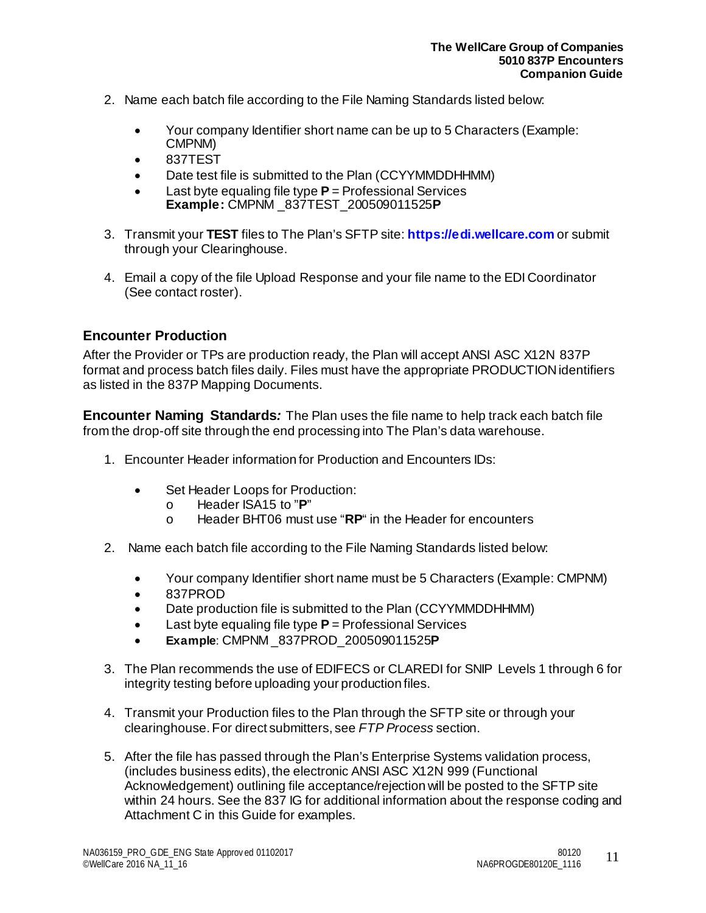2. Name each batch file according to the File Naming Standards listed below:

   - Your company Identifier short name can be up to 5 Characters (Example: CMPNM)
   - 837TEST
   - Date test file is submitted to the Plan (CCYYMMDDHHMM)
   - Last byte equaling file type **P** = Professional Services  
     **Example:** CMPNM _837TEST_200509011525**P**

3. Transmit your **TEST** files to The Plan's SFTP site: **https://edi.wellcare.com** or submit through your Clearinghouse.

4. Email a copy of the file Upload Response and your file name to the EDI Coordinator (See contact roster).

## Encounter Production

After the Provider or TPs are production ready, the Plan will accept ANSI ASC X12N 837P format and process batch files daily. Files must have the appropriate PRODUCTION identifiers as listed in the 837P Mapping Documents.

**Encounter Naming Standards*:*** The Plan uses the file name to help track each batch file from the drop-off site through the end processing into The Plan's data warehouse.

1. Encounter Header information for Production and Encounters IDs:

   - Set Header Loops for Production:
     - Header ISA15 to "**P**"
     - Header BHT06 must use "**RP**" in the Header for encounters

2. Name each batch file according to the File Naming Standards listed below:

   - Your company Identifier short name must be 5 Characters (Example: CMPNM)
   - 837PROD
   - Date production file is submitted to the Plan (CCYYMMDDHHMM)
   - Last byte equaling file type **P** = Professional Services
   - **Example**: CMPNM _837PROD_200509011525**P**

3. The Plan recommends the use of EDIFECS or CLAREDI for SNIP Levels 1 through 6 for integrity testing before uploading your production files.

4. Transmit your Production files to the Plan through the SFTP site or through your clearinghouse. For direct submitters, see *FTP Process* section.

5. After the file has passed through the Plan's Enterprise Systems validation process, (includes business edits), the electronic ANSI ASC X12N 999 (Functional Acknowledgement) outlining file acceptance/rejection will be posted to the SFTP site within 24 hours. See the 837 IG for additional information about the response coding and Attachment C in this Guide for examples.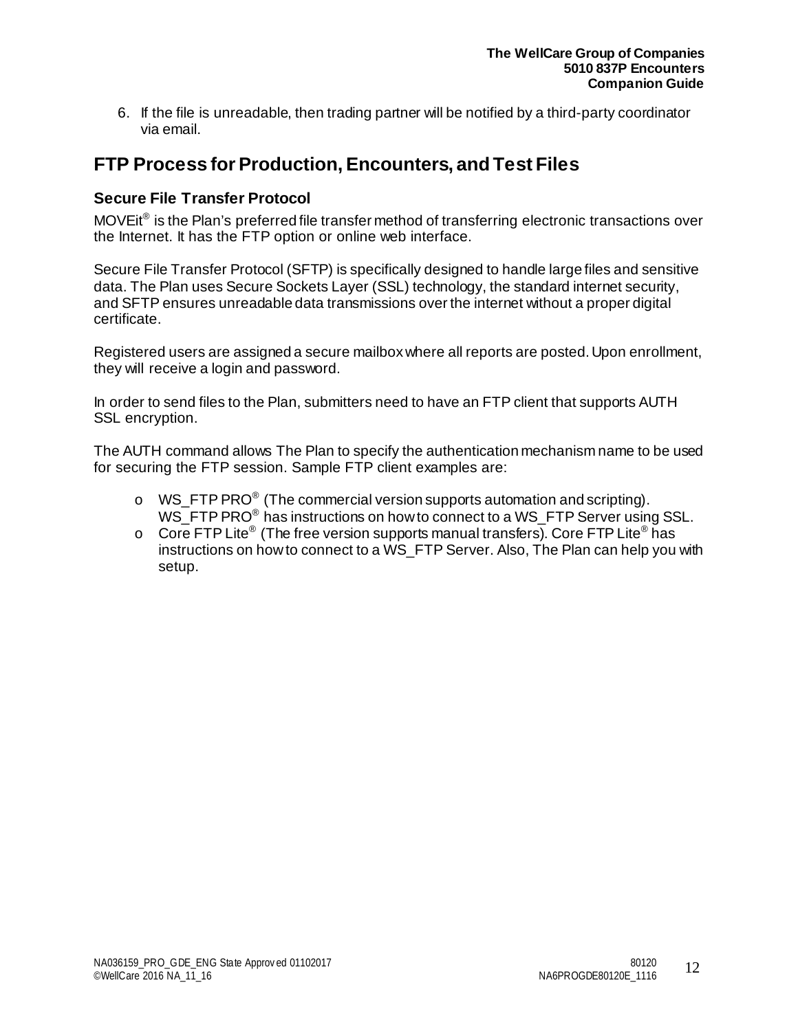6. If the file is unreadable, then trading partner will be notified by a third-party coordinator via email.

## FTP Process for Production, Encounters, and Test Files

### Secure File Transfer Protocol

MOVEit® is the Plan's preferred file transfer method of transferring electronic transactions over the Internet. It has the FTP option or online web interface.

Secure File Transfer Protocol (SFTP) is specifically designed to handle large files and sensitive data. The Plan uses Secure Sockets Layer (SSL) technology, the standard internet security, and SFTP ensures unreadable data transmissions over the internet without a proper digital certificate.

Registered users are assigned a secure mailbox where all reports are posted. Upon enrollment, they will receive a login and password.

In order to send files to the Plan, submitters need to have an FTP client that supports AUTH SSL encryption.

The AUTH command allows The Plan to specify the authentication mechanism name to be used for securing the FTP session. Sample FTP client examples are:

- WS_FTP PRO® (The commercial version supports automation and scripting). WS_FTP PRO® has instructions on how to connect to a WS_FTP Server using SSL.
- Core FTP Lite® (The free version supports manual transfers). Core FTP Lite® has instructions on how to connect to a WS_FTP Server. Also, The Plan can help you with setup.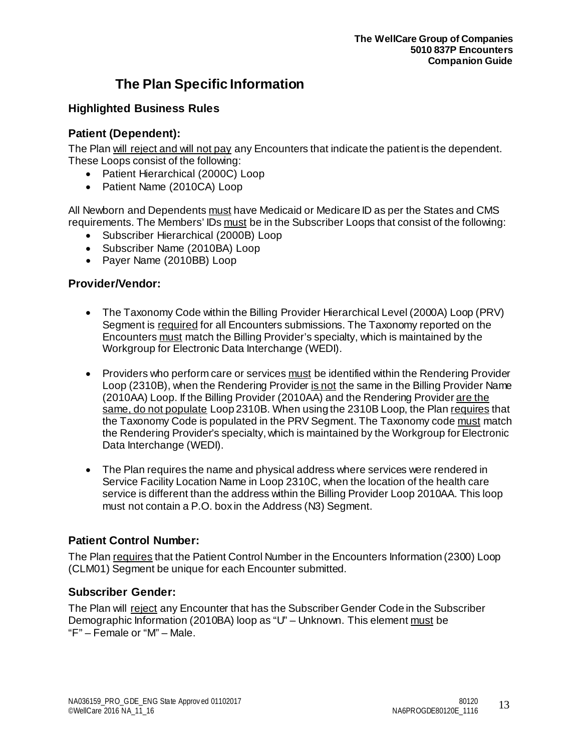# The Plan Specific Information

## Highlighted Business Rules

### Patient (Dependent):

The Plan will reject and will not pay any Encounters that indicate the patient is the dependent. These Loops consist of the following:

- Patient Hierarchical (2000C) Loop
- Patient Name (2010CA) Loop

All Newborn and Dependents must have Medicaid or Medicare ID as per the States and CMS requirements. The Members' IDs must be in the Subscriber Loops that consist of the following:

- Subscriber Hierarchical (2000B) Loop
- Subscriber Name (2010BA) Loop
- Payer Name (2010BB) Loop

### Provider/Vendor:

- The Taxonomy Code within the Billing Provider Hierarchical Level (2000A) Loop (PRV) Segment is required for all Encounters submissions. The Taxonomy reported on the Encounters must match the Billing Provider's specialty, which is maintained by the Workgroup for Electronic Data Interchange (WEDI).

- Providers who perform care or services must be identified within the Rendering Provider Loop (2310B), when the Rendering Provider is not the same in the Billing Provider Name (2010AA) Loop. If the Billing Provider (2010AA) and the Rendering Provider are the same, do not populate Loop 2310B. When using the 2310B Loop, the Plan requires that the Taxonomy Code is populated in the PRV Segment. The Taxonomy code must match the Rendering Provider's specialty, which is maintained by the Workgroup for Electronic Data Interchange (WEDI).

- The Plan requires the name and physical address where services were rendered in Service Facility Location Name in Loop 2310C, when the location of the health care service is different than the address within the Billing Provider Loop 2010AA. This loop must not contain a P.O. box in the Address (N3) Segment.

### Patient Control Number:

The Plan requires that the Patient Control Number in the Encounters Information (2300) Loop (CLM01) Segment be unique for each Encounter submitted.

### Subscriber Gender:

The Plan will reject any Encounter that has the Subscriber Gender Code in the Subscriber Demographic Information (2010BA) loop as "U" – Unknown. This element must be "F" – Female or "M" – Male.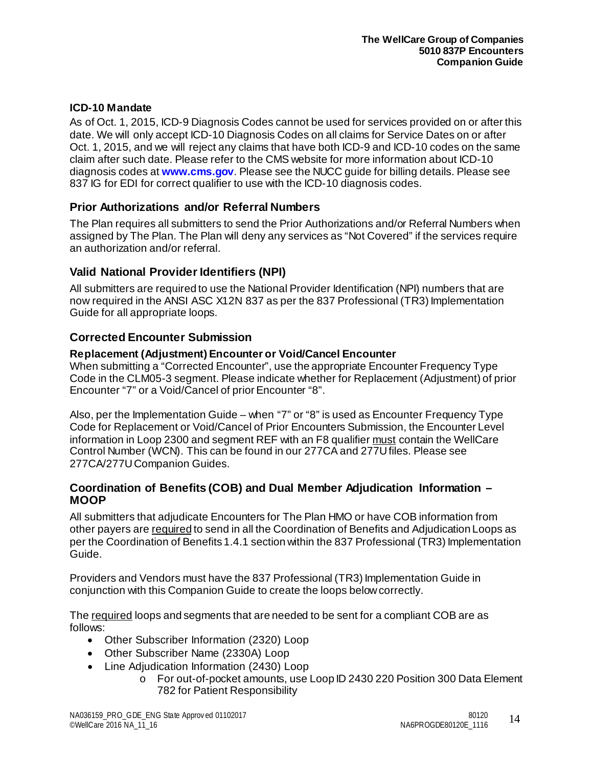### ICD-10 Mandate

As of Oct. 1, 2015, ICD-9 Diagnosis Codes cannot be used for services provided on or after this date. We will only accept ICD-10 Diagnosis Codes on all claims for Service Dates on or after Oct. 1, 2015, and we will reject any claims that have both ICD-9 and ICD-10 codes on the same claim after such date. Please refer to the CMS website for more information about ICD-10 diagnosis codes at **www.cms.gov**. Please see the NUCC guide for billing details. Please see 837 IG for EDI for correct qualifier to use with the ICD-10 diagnosis codes.

## Prior Authorizations and/or Referral Numbers

The Plan requires all submitters to send the Prior Authorizations and/or Referral Numbers when assigned by The Plan. The Plan will deny any services as "Not Covered" if the services require an authorization and/or referral.

## Valid National Provider Identifiers (NPI)

All submitters are required to use the National Provider Identification (NPI) numbers that are now required in the ANSI ASC X12N 837 as per the 837 Professional (TR3) Implementation Guide for all appropriate loops.

## Corrected Encounter Submission

### Replacement (Adjustment) Encounter or Void/Cancel Encounter

When submitting a "Corrected Encounter", use the appropriate Encounter Frequency Type Code in the CLM05-3 segment. Please indicate whether for Replacement (Adjustment) of prior Encounter "7" or a Void/Cancel of prior Encounter "8".

Also, per the Implementation Guide – when "7" or "8" is used as Encounter Frequency Type Code for Replacement or Void/Cancel of Prior Encounters Submission, the Encounter Level information in Loop 2300 and segment REF with an F8 qualifier <u>must</u> contain the WellCare Control Number (WCN). This can be found in our 277CA and 277U files. Please see 277CA/277U Companion Guides.

## Coordination of Benefits (COB) and Dual Member Adjudication Information – MOOP

All submitters that adjudicate Encounters for The Plan HMO or have COB information from other payers are <u>required</u> to send in all the Coordination of Benefits and Adjudication Loops as per the Coordination of Benefits 1.4.1 section within the 837 Professional (TR3) Implementation Guide.

Providers and Vendors must have the 837 Professional (TR3) Implementation Guide in conjunction with this Companion Guide to create the loops below correctly.

The <u>required</u> loops and segments that are needed to be sent for a compliant COB are as follows:

- Other Subscriber Information (2320) Loop
- Other Subscriber Name (2330A) Loop
- Line Adjudication Information (2430) Loop
  - For out-of-pocket amounts, use Loop ID 2430 220 Position 300 Data Element 782 for Patient Responsibility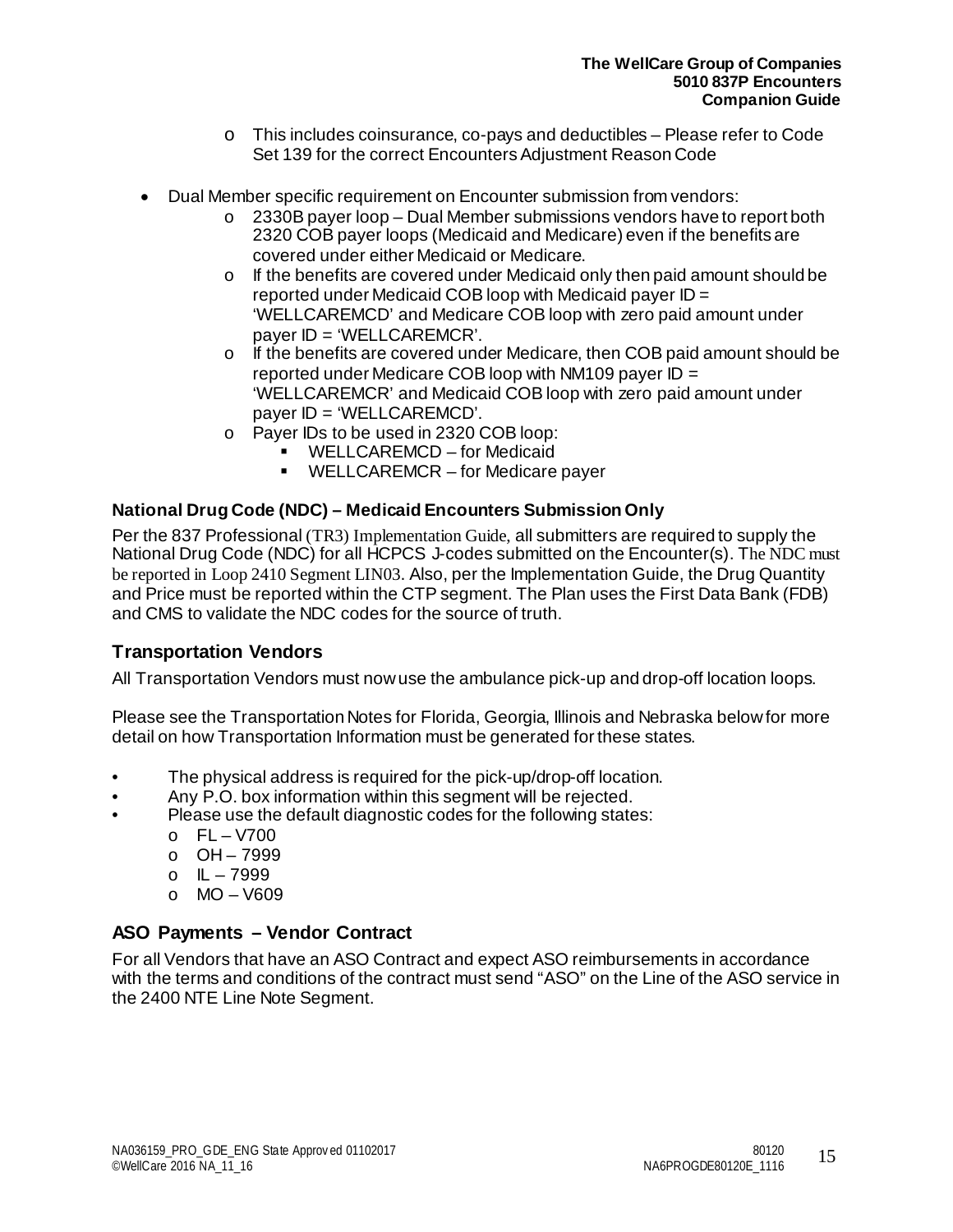- This includes coinsurance, co-pays and deductibles – Please refer to Code Set 139 for the correct Encounters Adjustment Reason Code

- Dual Member specific requirement on Encounter submission from vendors:
  - 2330B payer loop – Dual Member submissions vendors have to report both 2320 COB payer loops (Medicaid and Medicare) even if the benefits are covered under either Medicaid or Medicare.
  - If the benefits are covered under Medicaid only then paid amount should be reported under Medicaid COB loop with Medicaid payer ID = 'WELLCAREMCD' and Medicare COB loop with zero paid amount under payer ID = 'WELLCAREMCR'.
  - If the benefits are covered under Medicare, then COB paid amount should be reported under Medicare COB loop with NM109 payer ID = 'WELLCAREMCR' and Medicaid COB loop with zero paid amount under payer ID = 'WELLCAREMCD'.
  - Payer IDs to be used in 2320 COB loop:
    - WELLCAREMCD – for Medicaid
    - WELLCAREMCR – for Medicare payer

**National Drug Code (NDC) – Medicaid Encounters Submission Only**

Per the 837 Professional (TR3) Implementation Guide, all submitters are required to supply the National Drug Code (NDC) for all HCPCS J-codes submitted on the Encounter(s). The NDC must be reported in Loop 2410 Segment LIN03. Also, per the Implementation Guide, the Drug Quantity and Price must be reported within the CTP segment. The Plan uses the First Data Bank (FDB) and CMS to validate the NDC codes for the source of truth.

## Transportation Vendors

All Transportation Vendors must now use the ambulance pick-up and drop-off location loops.

Please see the Transportation Notes for Florida, Georgia, Illinois and Nebraska below for more detail on how Transportation Information must be generated for these states.

- The physical address is required for the pick-up/drop-off location.
- Any P.O. box information within this segment will be rejected.
- Please use the default diagnostic codes for the following states:
  - FL – V700
  - OH – 7999
  - IL – 7999
  - MO – V609

## ASO Payments – Vendor Contract

For all Vendors that have an ASO Contract and expect ASO reimbursements in accordance with the terms and conditions of the contract must send "ASO" on the Line of the ASO service in the 2400 NTE Line Note Segment.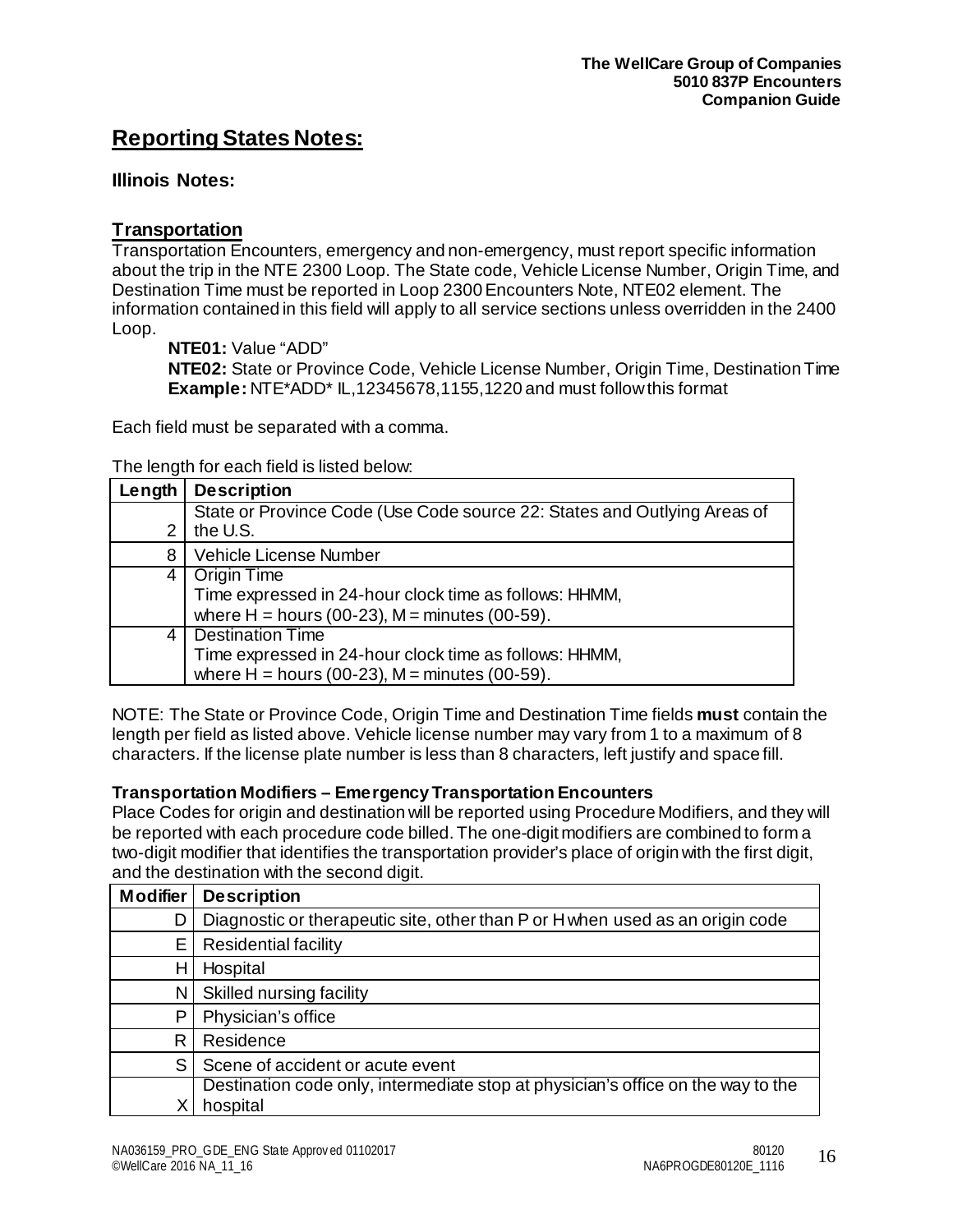## Reporting States Notes:

### Illinois Notes:

### Transportation

Transportation Encounters, emergency and non-emergency, must report specific information about the trip in the NTE 2300 Loop. The State code, Vehicle License Number, Origin Time, and Destination Time must be reported in Loop 2300 Encounters Note, NTE02 element. The information contained in this field will apply to all service sections unless overridden in the 2400 Loop.

> **NTE01:** Value "ADD"
> **NTE02:** State or Province Code, Vehicle License Number, Origin Time, Destination Time
> **Example:** NTE*ADD* IL,12345678,1155,1220 and must follow this format

Each field must be separated with a comma.

The length for each field is listed below:

| Length | Description |
|---|---|
| 2 | State or Province Code (Use Code source 22: States and Outlying Areas of the U.S. |
| 8 | Vehicle License Number |
| 4 | Origin Time<br>Time expressed in 24-hour clock time as follows: HHMM,<br>where H = hours (00-23), M = minutes (00-59). |
| 4 | Destination Time<br>Time expressed in 24-hour clock time as follows: HHMM,<br>where H = hours (00-23), M = minutes (00-59). |

NOTE: The State or Province Code, Origin Time and Destination Time fields **must** contain the length per field as listed above. Vehicle license number may vary from 1 to a maximum of 8 characters. If the license plate number is less than 8 characters, left justify and space fill.

**Transportation Modifiers – Emergency Transportation Encounters**

Place Codes for origin and destination will be reported using Procedure Modifiers, and they will be reported with each procedure code billed. The one-digit modifiers are combined to form a two-digit modifier that identifies the transportation provider's place of origin with the first digit, and the destination with the second digit.

| Modifier | Description |
|---|---|
| D | Diagnostic or therapeutic site, other than P or H when used as an origin code |
| E | Residential facility |
| H | Hospital |
| N | Skilled nursing facility |
| P | Physician's office |
| R | Residence |
| S | Scene of accident or acute event |
| X | Destination code only, intermediate stop at physician's office on the way to the hospital |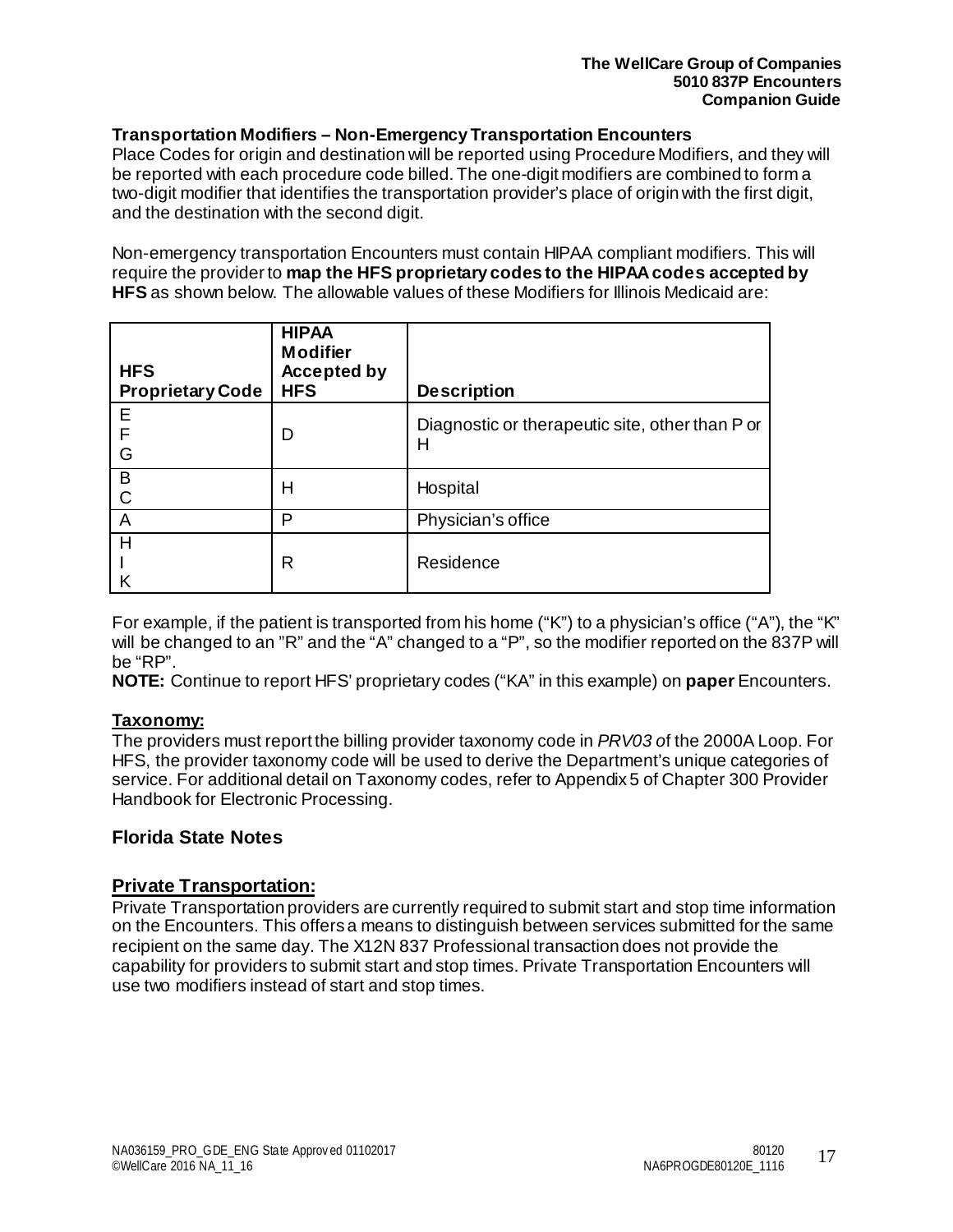### Transportation Modifiers – Non-Emergency Transportation Encounters

Place Codes for origin and destination will be reported using Procedure Modifiers, and they will be reported with each procedure code billed. The one-digit modifiers are combined to form a two-digit modifier that identifies the transportation provider's place of origin with the first digit, and the destination with the second digit.

Non-emergency transportation Encounters must contain HIPAA compliant modifiers. This will require the provider to **map the HFS proprietary codes to the HIPAA codes accepted by HFS** as shown below. The allowable values of these Modifiers for Illinois Medicaid are:

| HFS Proprietary Code | HIPAA Modifier Accepted by HFS | Description |
|---|---|---|
| E<br>F<br>G | D | Diagnostic or therapeutic site, other than P or H |
| B<br>C | H | Hospital |
| A | P | Physician's office |
| H<br>I<br>K | R | Residence |

For example, if the patient is transported from his home ("K") to a physician's office ("A"), the "K" will be changed to an "R" and the "A" changed to a "P", so the modifier reported on the 837P will be "RP".

**NOTE:** Continue to report HFS' proprietary codes ("KA" in this example) on **paper** Encounters.

### Taxonomy:

The providers must report the billing provider taxonomy code in *PRV03 o*f the 2000A Loop. For HFS, the provider taxonomy code will be used to derive the Department's unique categories of service. For additional detail on Taxonomy codes, refer to Appendix 5 of Chapter 300 Provider Handbook for Electronic Processing.

## Florida State Notes

## Private Transportation:

Private Transportation providers are currently required to submit start and stop time information on the Encounters. This offers a means to distinguish between services submitted for the same recipient on the same day. The X12N 837 Professional transaction does not provide the capability for providers to submit start and stop times. Private Transportation Encounters will use two modifiers instead of start and stop times.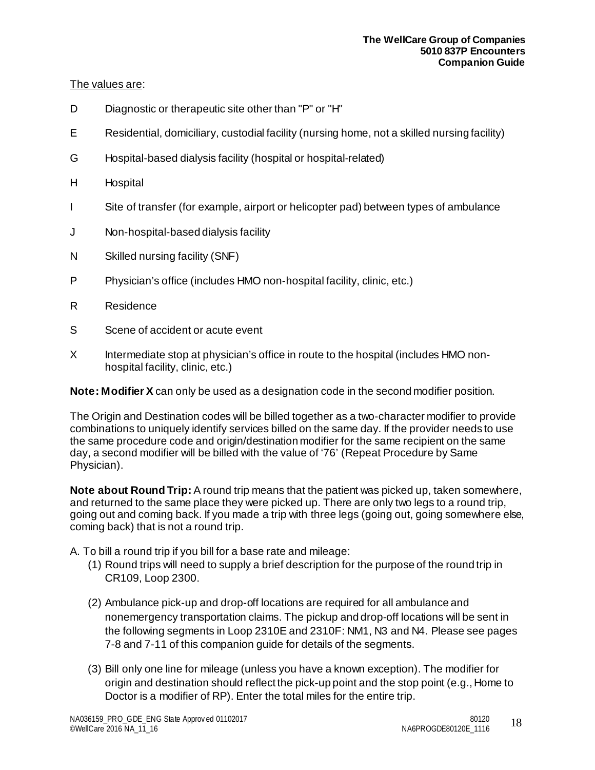The values are:

D Diagnostic or therapeutic site other than "P" or "H"

E Residential, domiciliary, custodial facility (nursing home, not a skilled nursing facility)

G Hospital-based dialysis facility (hospital or hospital-related)

H Hospital

I Site of transfer (for example, airport or helicopter pad) between types of ambulance

J Non-hospital-based dialysis facility

N Skilled nursing facility (SNF)

P Physician's office (includes HMO non-hospital facility, clinic, etc.)

R Residence

S Scene of accident or acute event

X Intermediate stop at physician's office in route to the hospital (includes HMO non-hospital facility, clinic, etc.)

**Note: Modifier X** can only be used as a designation code in the second modifier position.

The Origin and Destination codes will be billed together as a two-character modifier to provide combinations to uniquely identify services billed on the same day. If the provider needs to use the same procedure code and origin/destination modifier for the same recipient on the same day, a second modifier will be billed with the value of '76' (Repeat Procedure by Same Physician).

**Note about Round Trip:** A round trip means that the patient was picked up, taken somewhere, and returned to the same place they were picked up. There are only two legs to a round trip, going out and coming back. If you made a trip with three legs (going out, going somewhere else, coming back) that is not a round trip.

A. To bill a round trip if you bill for a base rate and mileage:

(1) Round trips will need to supply a brief description for the purpose of the round trip in CR109, Loop 2300.

(2) Ambulance pick-up and drop-off locations are required for all ambulance and nonemergency transportation claims. The pickup and drop-off locations will be sent in the following segments in Loop 2310E and 2310F: NM1, N3 and N4. Please see pages 7-8 and 7-11 of this companion guide for details of the segments.

(3) Bill only one line for mileage (unless you have a known exception). The modifier for origin and destination should reflect the pick-up point and the stop point (e.g., Home to Doctor is a modifier of RP). Enter the total miles for the entire trip.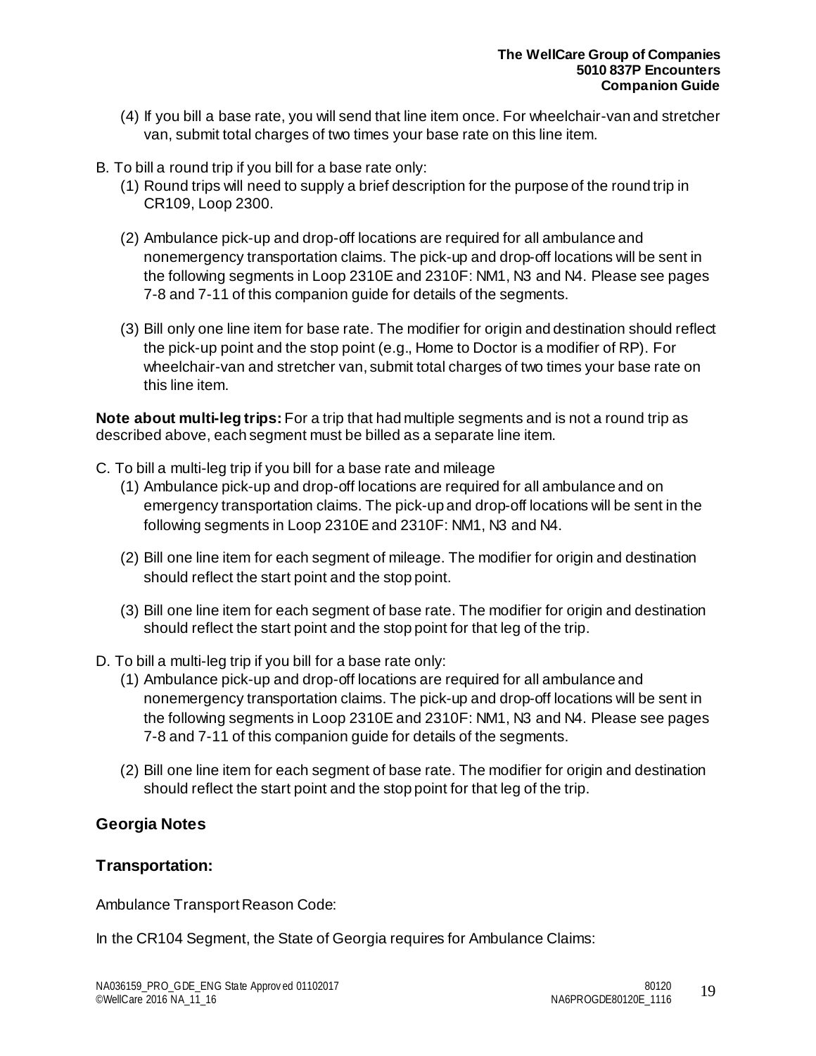(4) If you bill a base rate, you will send that line item once. For wheelchair-van and stretcher van, submit total charges of two times your base rate on this line item.

B. To bill a round trip if you bill for a base rate only:

(1) Round trips will need to supply a brief description for the purpose of the round trip in CR109, Loop 2300.

(2) Ambulance pick-up and drop-off locations are required for all ambulance and nonemergency transportation claims. The pick-up and drop-off locations will be sent in the following segments in Loop 2310E and 2310F: NM1, N3 and N4. Please see pages 7-8 and 7-11 of this companion guide for details of the segments.

(3) Bill only one line item for base rate. The modifier for origin and destination should reflect the pick-up point and the stop point (e.g., Home to Doctor is a modifier of RP). For wheelchair-van and stretcher van, submit total charges of two times your base rate on this line item.

**Note about multi-leg trips:** For a trip that had multiple segments and is not a round trip as described above, each segment must be billed as a separate line item.

C. To bill a multi-leg trip if you bill for a base rate and mileage

(1) Ambulance pick-up and drop-off locations are required for all ambulance and on emergency transportation claims. The pick-up and drop-off locations will be sent in the following segments in Loop 2310E and 2310F: NM1, N3 and N4.

(2) Bill one line item for each segment of mileage. The modifier for origin and destination should reflect the start point and the stop point.

(3) Bill one line item for each segment of base rate. The modifier for origin and destination should reflect the start point and the stop point for that leg of the trip.

D. To bill a multi-leg trip if you bill for a base rate only:

(1) Ambulance pick-up and drop-off locations are required for all ambulance and nonemergency transportation claims. The pick-up and drop-off locations will be sent in the following segments in Loop 2310E and 2310F: NM1, N3 and N4. Please see pages 7-8 and 7-11 of this companion guide for details of the segments.

(2) Bill one line item for each segment of base rate. The modifier for origin and destination should reflect the start point and the stop point for that leg of the trip.

## Georgia Notes

### Transportation:

Ambulance Transport Reason Code:

In the CR104 Segment, the State of Georgia requires for Ambulance Claims: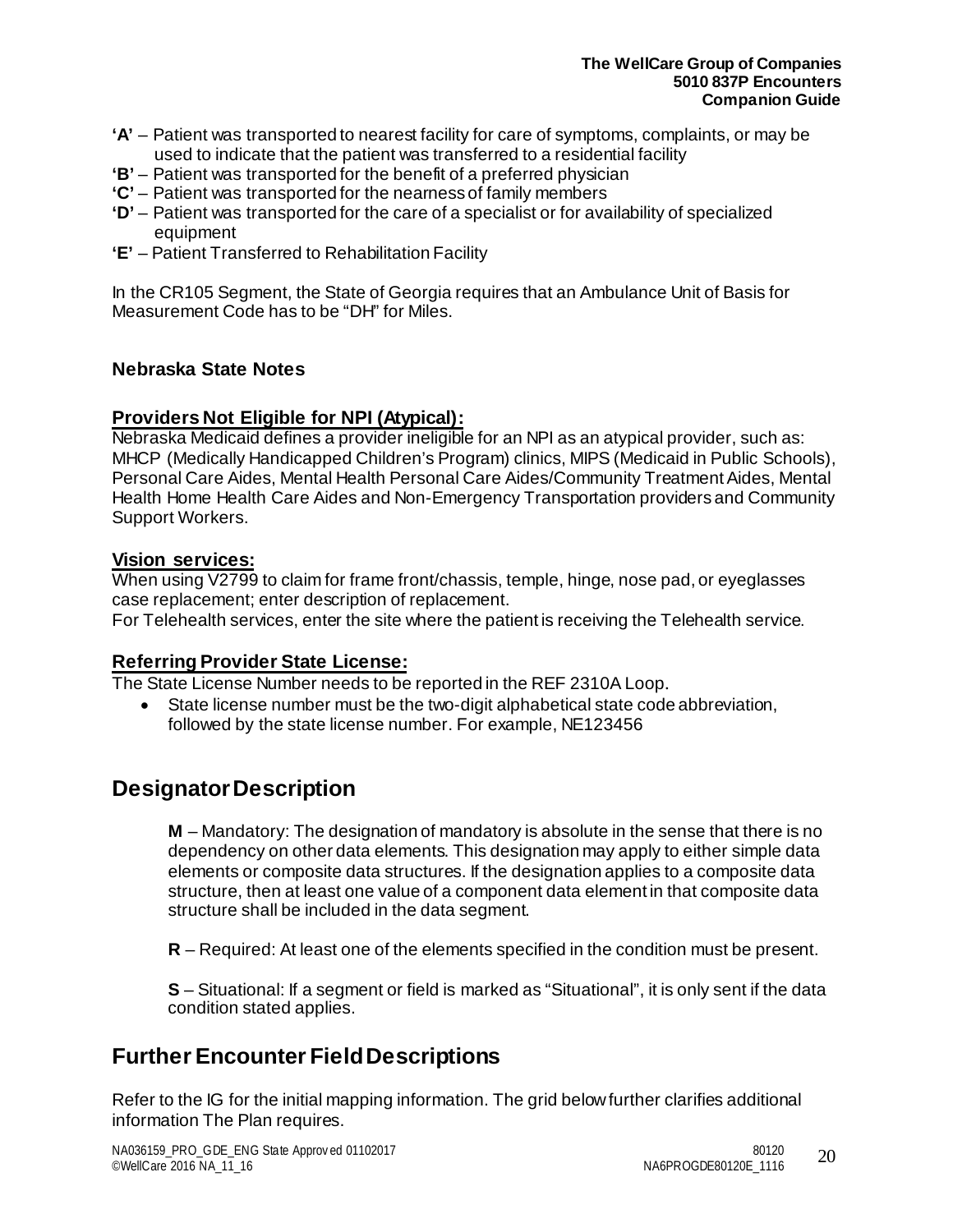**'A'** – Patient was transported to nearest facility for care of symptoms, complaints, or may be used to indicate that the patient was transferred to a residential facility
**'B'** – Patient was transported for the benefit of a preferred physician
**'C'** – Patient was transported for the nearness of family members
**'D'** – Patient was transported for the care of a specialist or for availability of specialized equipment
**'E'** – Patient Transferred to Rehabilitation Facility

In the CR105 Segment, the State of Georgia requires that an Ambulance Unit of Basis for Measurement Code has to be "DH" for Miles.

### Nebraska State Notes

**Providers Not Eligible for NPI (Atypical):**
Nebraska Medicaid defines a provider ineligible for an NPI as an atypical provider, such as: MHCP (Medically Handicapped Children's Program) clinics, MIPS (Medicaid in Public Schools), Personal Care Aides, Mental Health Personal Care Aides/Community Treatment Aides, Mental Health Home Health Care Aides and Non-Emergency Transportation providers and Community Support Workers.

**Vision services:**
When using V2799 to claim for frame front/chassis, temple, hinge, nose pad, or eyeglasses case replacement; enter description of replacement.
For Telehealth services, enter the site where the patient is receiving the Telehealth service.

**Referring Provider State License:**
The State License Number needs to be reported in the REF 2310A Loop.

- State license number must be the two-digit alphabetical state code abbreviation, followed by the state license number. For example, NE123456

## Designator Description

**M** – Mandatory: The designation of mandatory is absolute in the sense that there is no dependency on other data elements. This designation may apply to either simple data elements or composite data structures. If the designation applies to a composite data structure, then at least one value of a component data element in that composite data structure shall be included in the data segment.

**R** – Required: At least one of the elements specified in the condition must be present.

**S** – Situational: If a segment or field is marked as "Situational", it is only sent if the data condition stated applies.

## Further Encounter Field Descriptions

Refer to the IG for the initial mapping information. The grid below further clarifies additional information The Plan requires.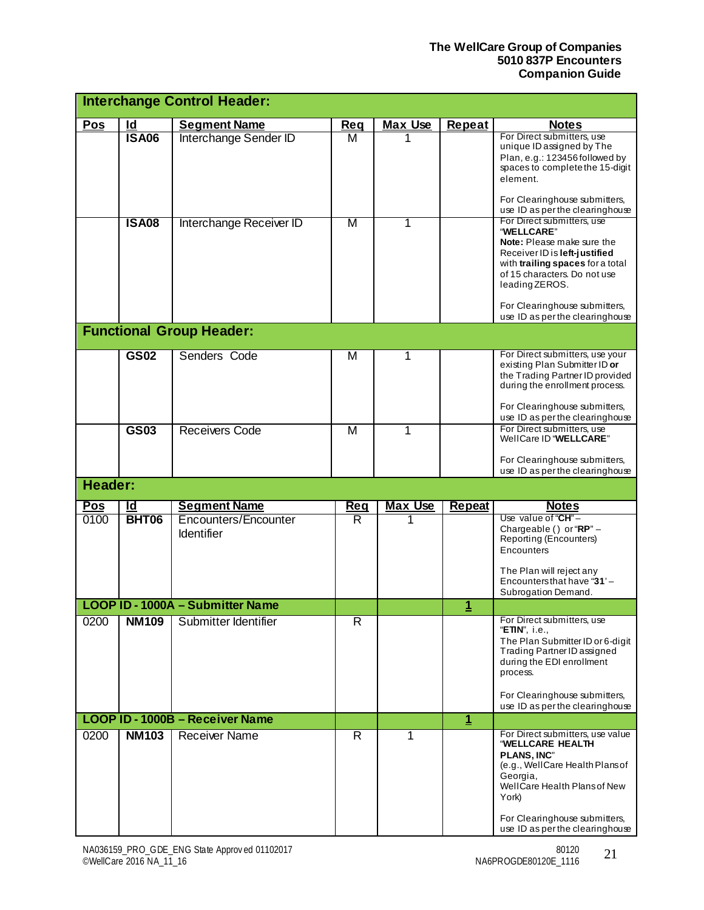| Pos | Id | Segment Name | Req | Max Use | Repeat | Notes |
|---|---|---|---|---|---|---|
| **Interchange Control Header:** | | | | | | |
| | **ISA06** | Interchange Sender ID | M | 1 | | For Direct submitters, use unique ID assigned by The Plan, e.g.: 123456 followed by spaces to complete the 15-digit element.<br><br>For Clearinghouse submitters, use ID as per the clearinghouse |
| | **ISA08** | Interchange Receiver ID | M | 1 | | For Direct submitters, use "**WELLCARE**"<br>**Note:** Please make sure the Receiver ID is **left-justified** with **trailing spaces** for a total of 15 characters. Do not use leading ZEROS.<br><br>For Clearinghouse submitters, use ID as per the clearinghouse |
| **Functional Group Header:** | | | | | | |
| | **GS02** | Senders Code | M | 1 | | For Direct submitters, use your existing Plan Submitter ID **or** the Trading Partner ID provided during the enrollment process.<br><br>For Clearinghouse submitters, use ID as per the clearinghouse |
| | **GS03** | Receivers Code | M | 1 | | For Direct submitters, use WellCare ID "**WELLCARE**"<br><br>For Clearinghouse submitters, use ID as per the clearinghouse |

**Header:**

| Pos | Id | Segment Name | Req | Max Use | Repeat | Notes |
|---|---|---|---|---|---|---|
| 0100 | **BHT06** | Encounters/Encounter Identifier | R | 1 | | Use value of "**CH**" – Chargeable () or "**RP**" – Reporting (Encounters) Encounters<br><br>The Plan will reject any Encounters that have "**31**' – Subrogation Demand. |
| **LOOP ID - 1000A – Submitter Name** | | | | | **1** | |
| 0200 | **NM109** | Submitter Identifier | R | | | For Direct submitters, use "**ETIN**", i.e.,<br>The Plan Submitter ID or 6-digit Trading Partner ID assigned during the EDI enrollment process.<br><br>For Clearinghouse submitters, use ID as per the clearinghouse |
| **LOOP ID - 1000B – Receiver Name** | | | | | **1** | |
| 0200 | **NM103** | Receiver Name | R | 1 | | For Direct submitters, use value "**WELLCARE HEALTH PLANS, INC**"<br>(e.g., WellCare Health Plans of Georgia,<br>WellCare Health Plans of New York)<br><br>For Clearinghouse submitters, use ID as per the clearinghouse |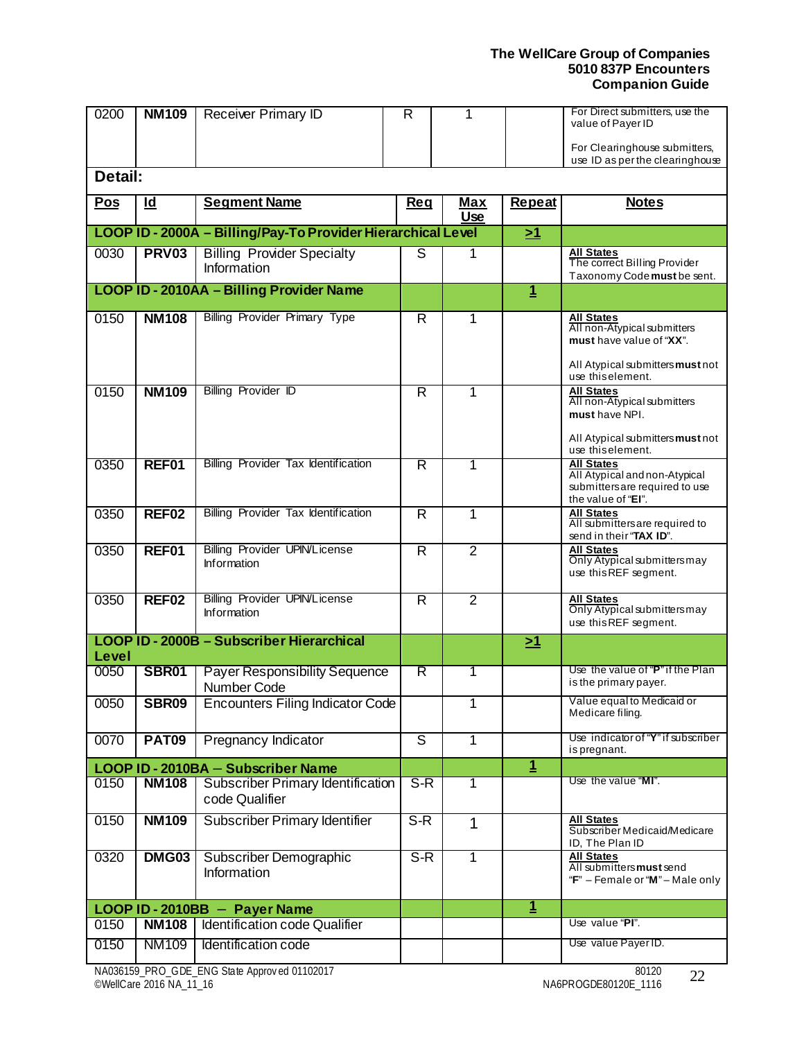| Pos | Id | Segment Name | Req | Max Use | Repeat | Notes |
|---|---|---|---|---|---|---|
| 0200 | **NM109** | Receiver Primary ID | R | 1 | | For Direct submitters, use the value of Payer ID<br><br>For Clearinghouse submitters, use ID as per the clearinghouse |

**Detail:**

| Pos | Id | Segment Name | Req | Max Use | Repeat | Notes |
|---|---|---|---|---|---|---|
| **LOOP ID - 2000A – Billing/Pay-To Provider Hierarchical Level** | | | | | **>1** | |
| 0030 | **PRV03** | Billing Provider Specialty Information | S | 1 | | **All States**<br>The correct Billing Provider Taxonomy Code **must** be sent. |
| **LOOP ID - 2010AA – Billing Provider Name** | | | | | **1** | |
| 0150 | **NM108** | Billing Provider Primary Type | R | 1 | | **All States**<br>All non-Atypical submitters **must** have value of "**XX**".<br><br>All Atypical submitters **must** not use this element. |
| 0150 | **NM109** | Billing Provider ID | R | 1 | | **All States**<br>All non-Atypical submitters **must** have NPI.<br><br>All Atypical submitters **must** not use this element. |
| 0350 | **REF01** | Billing Provider Tax Identification | R | 1 | | **All States**<br>All Atypical and non-Atypical submitters are required to use the value of "**EI**". |
| 0350 | **REF02** | Billing Provider Tax Identification | R | 1 | | **All States**<br>All submitters are required to send in their "**TAX ID**". |
| 0350 | **REF01** | Billing Provider UPIN/License Information | R | 2 | | **All States**<br>Only Atypical submitters may use this REF segment. |
| 0350 | **REF02** | Billing Provider UPIN/License Information | R | 2 | | **All States**<br>Only Atypical submitters may use this REF segment. |
| **LOOP ID - 2000B – Subscriber Hierarchical Level** | | | | | **>1** | |
| 0050 | **SBR01** | Payer Responsibility Sequence Number Code | R | 1 | | Use the value of "**P**" if the Plan is the primary payer. |
| 0050 | **SBR09** | Encounters Filing Indicator Code | | 1 | | Value equal to Medicaid or Medicare filing. |
| 0070 | **PAT09** | Pregnancy Indicator | S | 1 | | Use indicator of "**Y**" if subscriber is pregnant. |
| **LOOP ID - 2010BA – Subscriber Name** | | | | | **1** | |
| 0150 | **NM108** | Subscriber Primary Identification code Qualifier | S-R | 1 | | Use the value "**MI**". |
| 0150 | **NM109** | Subscriber Primary Identifier | S-R | 1 | | **All States**<br>Subscriber Medicaid/Medicare ID, The Plan ID |
| 0320 | **DMG03** | Subscriber Demographic Information | S-R | 1 | | **All States**<br>All submitters **must** send "**F**" – Female or "**M**" – Male only |
| **LOOP ID - 2010BB – Payer Name** | | | | | **1** | |
| 0150 | **NM108** | Identification code Qualifier | | | | Use value "**PI**". |
| 0150 | NM109 | Identification code | | | | Use value Payer ID. |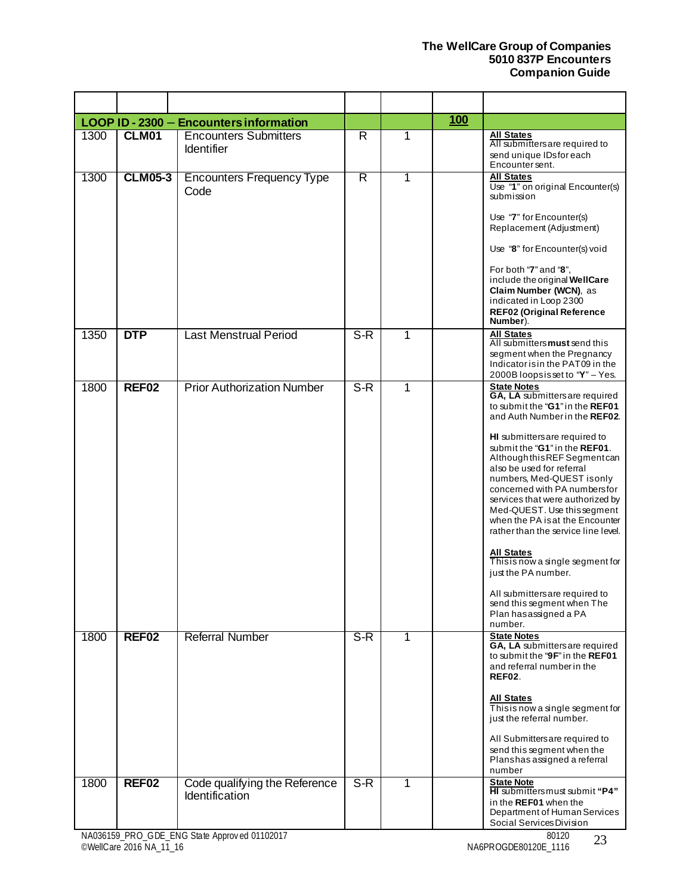| | | | | | | |
|---|---|---|---|---|---|---|
| **LOOP ID - 2300 – Encounters information** | | | | | 100 | |
| 1300 | **CLM01** | Encounters Submitters Identifier | R | 1 | | **All States**<br>All submitters are required to send unique IDs for each Encounter sent. |
| 1300 | **CLM05-3** | Encounters Frequency Type Code | R | 1 | | **All States**<br>Use "**1**" on original Encounter(s) submission<br><br>Use "**7**" for Encounter(s) Replacement (Adjustment)<br><br>Use "**8**" for Encounter(s) void<br><br>For both "**7**" and "**8**", include the original **WellCare Claim Number (WCN)**, as indicated in Loop 2300 **REF02 (Original Reference Number**). |
| 1350 | **DTP** | Last Menstrual Period | S-R | 1 | | **All States**<br>All submitters **must** send this segment when the Pregnancy Indicator is in the PAT09 in the 2000B loops is set to "**Y**" – Yes. |
| 1800 | **REF02** | Prior Authorization Number | S-R | 1 | | **State Notes**<br>**GA, LA** submitters are required to submit the "**G1**" in the **REF01** and Auth Number in the **REF02**.<br><br>**HI** submitters are required to submit the "**G1**" in the **REF01**. Although this REF Segment can also be used for referral numbers, Med-QUEST is only concerned with PA numbers for services that were authorized by Med-QUEST. Use this segment when the PA is at the Encounter rather than the service line level.<br><br>**All States**<br>This is now a single segment for just the PA number.<br><br>All submitters are required to send this segment when The Plan has assigned a PA number. |
| 1800 | **REF02** | Referral Number | S-R | 1 | | **State Notes**<br>**GA, LA** submitters are required to submit the "**9F**" in the **REF01** and referral number in the **REF02**.<br><br>**All States**<br>This is now a single segment for just the referral number.<br><br>All Submitters are required to send this segment when the Plans has assigned a referral number |
| 1800 | **REF02** | Code qualifying the Reference Identification | S-R | 1 | | **State Note**<br>**HI** submitters must submit **"P4"** in the **REF01** when the Department of Human Services Social Services Division |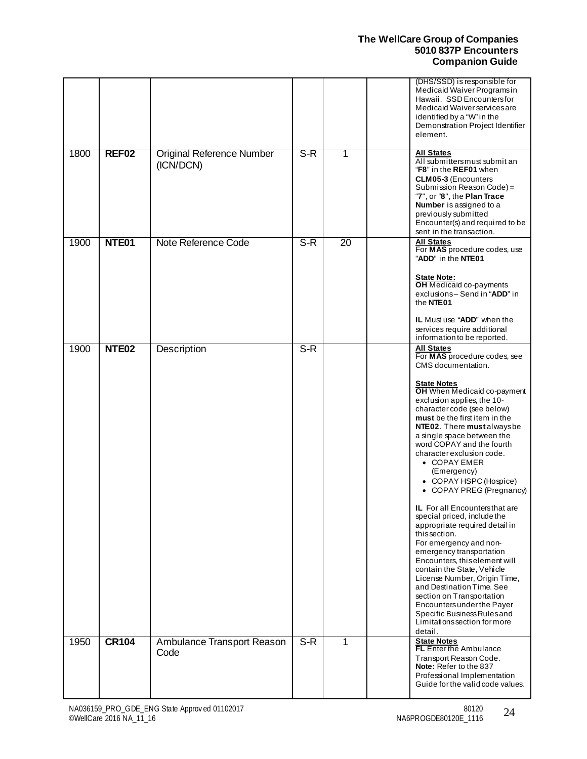| | | | | | | |
|---|---|---|---|---|---|---|
| | | | | | | (DHS/SSD) is responsible for Medicaid Waiver Programs in Hawaii. SSD Encounters for Medicaid Waiver services are identified by a "W" in the Demonstration Project Identifier element. |
| 1800 | **REF02** | Original Reference Number (ICN/DCN) | S-R | 1 | | **All States** All submitters must submit an "**F8**" in the **REF01** when **CLM05-3** (Encounters Submission Reason Code) = "**7**", or "**8**", the **Plan Trace Number** is assigned to a previously submitted Encounter(s) and required to be sent in the transaction. |
| 1900 | **NTE01** | Note Reference Code | S-R | 20 | | **All States** For **MAS** procedure codes, use "**ADD**" in the **NTE01**<br><br>**State Note:** **OH** Medicaid co-payments exclusions – Send in "**ADD**" in the **NTE01**<br><br>**IL** Must use "**ADD**" when the services require additional information to be reported. |
| 1900 | **NTE02** | Description | S-R | | | **All States** For **MAS** procedure codes, see CMS documentation.<br><br>**State Notes** **OH** When Medicaid co-payment exclusion applies, the 10-character code (see below) **must** be the first item in the **NTE02**. There **must** always be a single space between the word COPAY and the fourth character exclusion code.<br>• COPAY EMER (Emergency)<br>• COPAY HSPC (Hospice)<br>• COPAY PREG (Pregnancy)<br><br>**IL** For all Encounters that are special priced, include the appropriate required detail in this section.<br>For emergency and non-emergency transportation Encounters, this element will contain the State, Vehicle License Number, Origin Time, and Destination Time. See section on Transportation Encounters under the Payer Specific Business Rules and Limitations section for more detail. |
| 1950 | **CR104** | Ambulance Transport Reason Code | S-R | 1 | | **State Notes** **FL** Enter the Ambulance Transport Reason Code.<br>**Note:** Refer to the 837 Professional Implementation Guide for the valid code values. |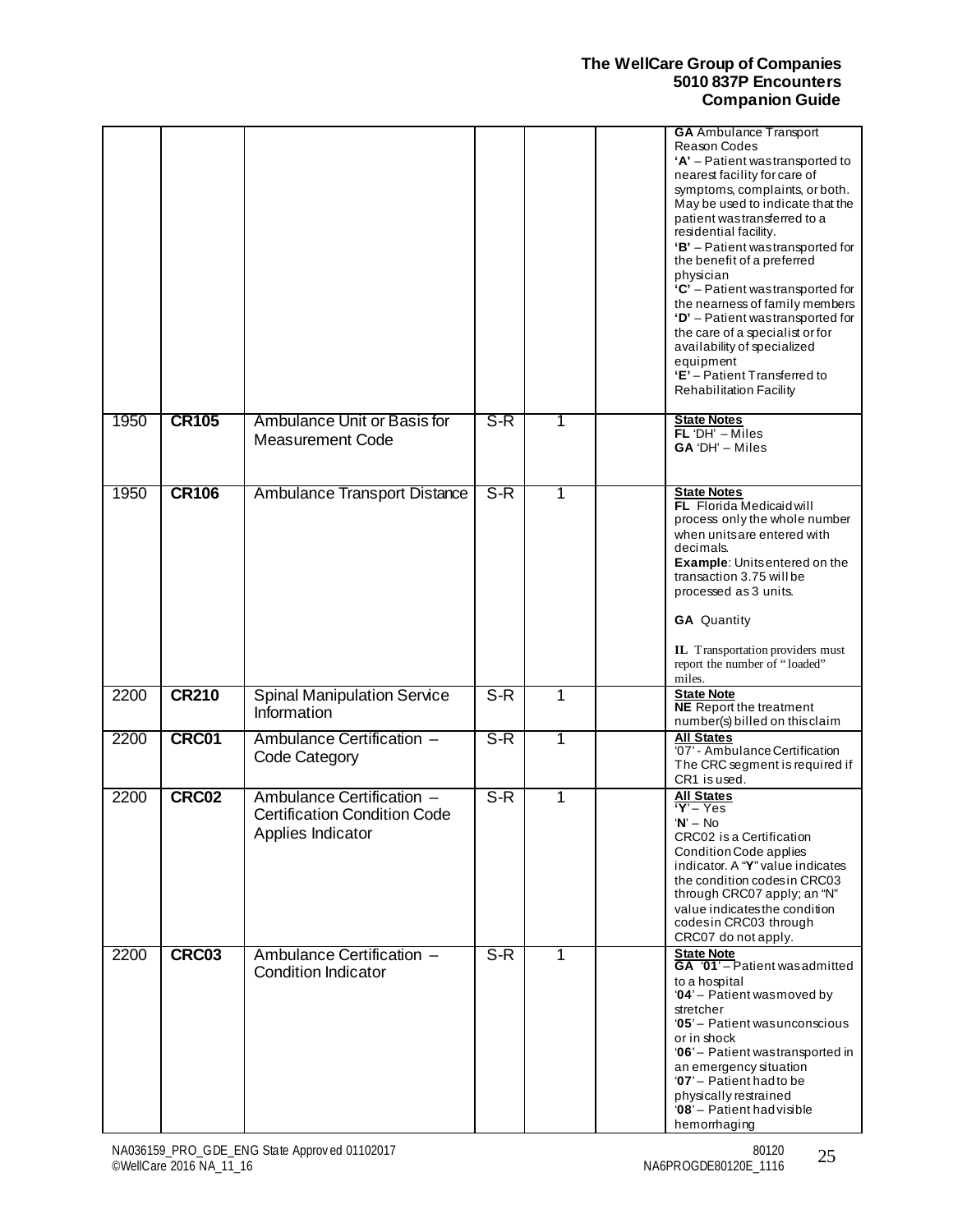| | | | | | | |
|---|---|---|---|---|---|---|
| | | | | | | **GA** Ambulance Transport Reason Codes<br>**'A'** – Patient was transported to nearest facility for care of symptoms, complaints, or both. May be used to indicate that the patient was transferred to a residential facility.<br>**'B'** – Patient was transported for the benefit of a preferred physician<br>**'C'** – Patient was transported for the nearness of family members<br>**'D'** – Patient was transported for the care of a specialist or for availability of specialized equipment<br>**'E'** – Patient Transferred to Rehabilitation Facility |
| 1950 | **CR105** | Ambulance Unit or Basis for Measurement Code | S-R | 1 | | **State Notes**<br>**FL** 'DH' – Miles<br>**GA** 'DH' – Miles |
| 1950 | **CR106** | Ambulance Transport Distance | S-R | 1 | | **State Notes**<br>**FL** Florida Medicaid will process only the whole number when units are entered with decimals.<br>**Example**: Units entered on the transaction 3.75 will be processed as 3 units.<br><br>**GA** Quantity<br><br>**IL** Transportation providers must report the number of "loaded" miles. |
| 2200 | **CR210** | Spinal Manipulation Service Information | S-R | 1 | | **State Note**<br>**NE** Report the treatment number(s) billed on this claim |
| 2200 | **CRC01** | Ambulance Certification – Code Category | S-R | 1 | | **All States**<br>'07' - Ambulance Certification<br>The CRC segment is required if CR1 is used. |
| 2200 | **CRC02** | Ambulance Certification – Certification Condition Code Applies Indicator | S-R | 1 | | **All States**<br>**'Y'** – Yes<br>'**N**' – No<br>CRC02 is a Certification Condition Code applies indicator. A "**Y**" value indicates the condition codes in CRC03 through CRC07 apply; an "N" value indicates the condition codes in CRC03 through CRC07 do not apply. |
| 2200 | **CRC03** | Ambulance Certification – Condition Indicator | S-R | 1 | | **State Note**<br>**GA** '**01**' – Patient was admitted to a hospital<br>'**04**' – Patient was moved by stretcher<br>'**05**' – Patient was unconscious or in shock<br>'**06**' – Patient was transported in an emergency situation<br>'**07**' – Patient had to be physically restrained<br>'**08**' – Patient had visible hemorrhaging |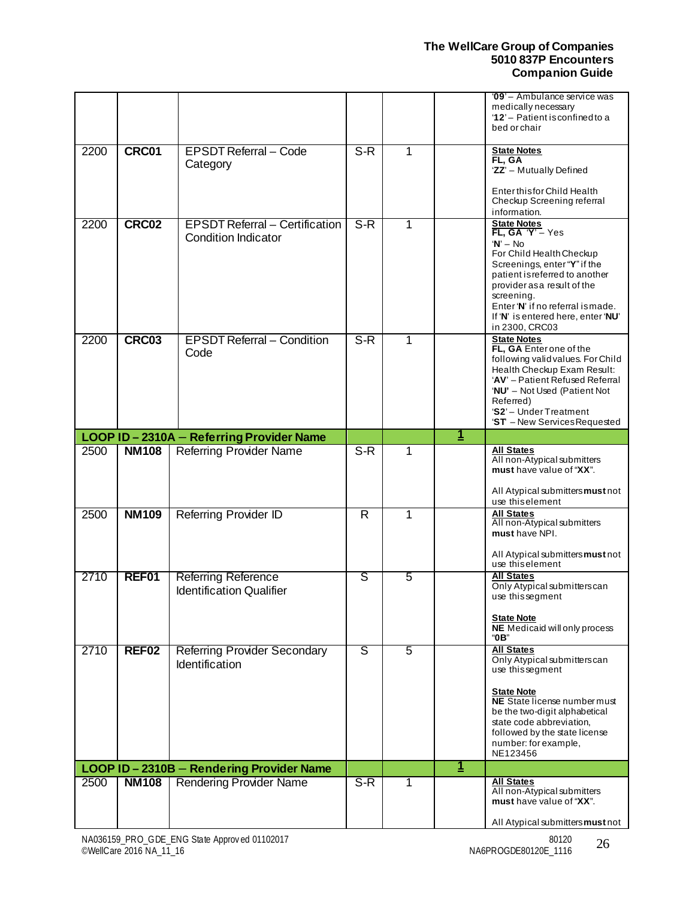| | | | | | | |
|---|---|---|---|---|---|---|
| | | | | | | '**09**' – Ambulance service was medically necessary<br>'**12**' – Patient is confined to a bed or chair |
| 2200 | **CRC01** | EPSDT Referral – Code Category | S-R | 1 | | **State Notes**<br>**FL, GA**<br>'**ZZ**' – Mutually Defined<br><br>Enter this for Child Health Checkup Screening referral information. |
| 2200 | **CRC02** | EPSDT Referral – Certification Condition Indicator | S-R | 1 | | **State Notes**<br>**FL, GA** '**Y**' – Yes<br>'**N**' – No<br>For Child Health Checkup Screenings, enter "**Y**" if the patient is referred to another provider as a result of the screening.<br>Enter '**N**' if no referral is made.<br>If '**N**' is entered here, enter '**NU**' in 2300, CRC03 |
| 2200 | **CRC03** | EPSDT Referral – Condition Code | S-R | 1 | | **State Notes**<br>**FL, GA** Enter one of the following valid values. For Child Health Checkup Exam Result:<br>'**AV**' – Patient Refused Referral<br>'**NU**' – Not Used (Patient Not Referred)<br>'**S2**' – Under Treatment<br>'**ST**' – New Services Requested |
| **LOOP ID – 2310A – Referring Provider Name** | | | | | **1** | |
| 2500 | **NM108** | Referring Provider Name | S-R | 1 | | **All States**<br>All non-Atypical submitters **must** have value of "**XX**".<br><br>All Atypical submitters **must** not use this element |
| 2500 | **NM109** | Referring Provider ID | R | 1 | | **All States**<br>All non-Atypical submitters **must** have NPI.<br><br>All Atypical submitters **must** not use this element |
| 2710 | **REF01** | Referring Reference Identification Qualifier | S | 5 | | **All States**<br>Only Atypical submitters can use this segment<br><br>**State Note**<br>**NE** Medicaid will only process "**0B**" |
| 2710 | **REF02** | Referring Provider Secondary Identification | S | 5 | | **All States**<br>Only Atypical submitters can use this segment<br><br>**State Note**<br>**NE** State license number must be the two-digit alphabetical state code abbreviation, followed by the state license number: for example, NE123456 |
| **LOOP ID – 2310B – Rendering Provider Name** | | | | | **1** | |
| 2500 | **NM108** | Rendering Provider Name | S-R | 1 | | **All States**<br>All non-Atypical submitters **must** have value of "**XX**".<br><br>All Atypical submitters **must** not |

NA036159_PRO_GDE_ENG State Approved 01102017
©WellCare 2016 NA_11_16

80120
NA6PROGDE80120E_1116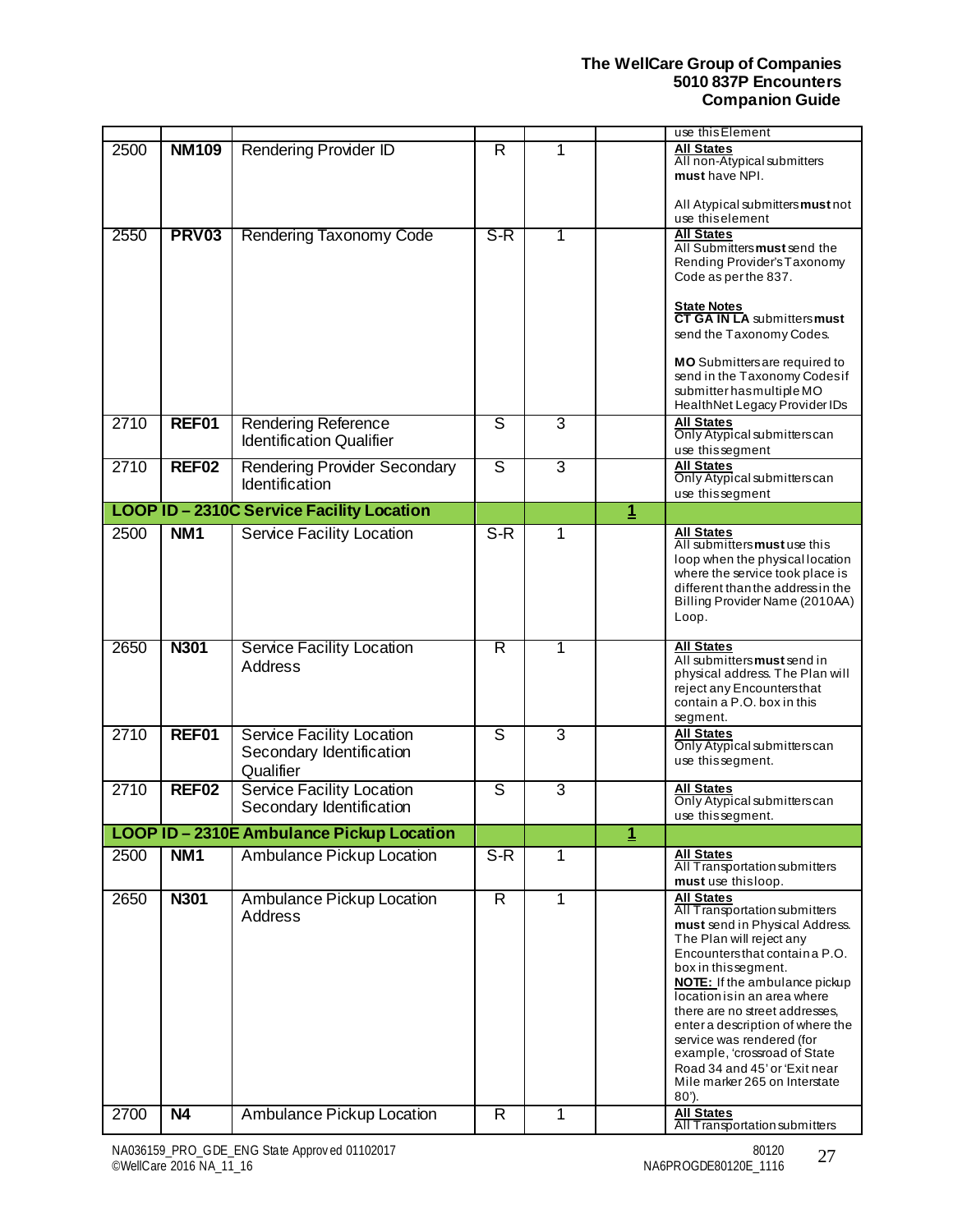| | | | | | | use this Element |
|---|---|---|---|---|---|---|
| 2500 | **NM109** | Rendering Provider ID | R | 1 | | **All States** All non-Atypical submitters **must** have NPI. All Atypical submitters **must** not use this element |
| 2550 | **PRV03** | Rendering Taxonomy Code | S-R | 1 | | **All States** All Submitters **must** send the Rending Provider's Taxonomy Code as per the 837. **State Notes** **CT GA IN LA** submitters **must** send the Taxonomy Codes. **MO** Submitters are required to send in the Taxonomy Codes if submitter has multiple MO HealthNet Legacy Provider IDs |
| 2710 | **REF01** | Rendering Reference Identification Qualifier | S | 3 | | **All States** Only Atypical submitters can use this segment |
| 2710 | **REF02** | Rendering Provider Secondary Identification | S | 3 | | **All States** Only Atypical submitters can use this segment |
| **LOOP ID – 2310C Service Facility Location** | | | | | **1** | |
| 2500 | **NM1** | Service Facility Location | S-R | 1 | | **All States** All submitters **must** use this loop when the physical location where the service took place is different than the address in the Billing Provider Name (2010AA) Loop. |
| 2650 | **N301** | Service Facility Location Address | R | 1 | | **All States** All submitters **must** send in physical address. The Plan will reject any Encounters that contain a P.O. box in this segment. |
| 2710 | **REF01** | Service Facility Location Secondary Identification Qualifier | S | 3 | | **All States** Only Atypical submitters can use this segment. |
| 2710 | **REF02** | Service Facility Location Secondary Identification | S | 3 | | **All States** Only Atypical submitters can use this segment. |
| **LOOP ID – 2310E Ambulance Pickup Location** | | | | | **1** | |
| 2500 | **NM1** | Ambulance Pickup Location | S-R | 1 | | **All States** All Transportation submitters **must** use this loop. |
| 2650 | **N301** | Ambulance Pickup Location Address | R | 1 | | **All States** All Transportation submitters **must** send in Physical Address. The Plan will reject any Encounters that contain a P.O. box in this segment. **NOTE:** If the ambulance pickup location is in an area where there are no street addresses, enter a description of where the service was rendered (for example, 'crossroad of State Road 34 and 45' or 'Exit near Mile marker 265 on Interstate 80'). |
| 2700 | **N4** | Ambulance Pickup Location | R | 1 | | **All States** All Transportation submitters |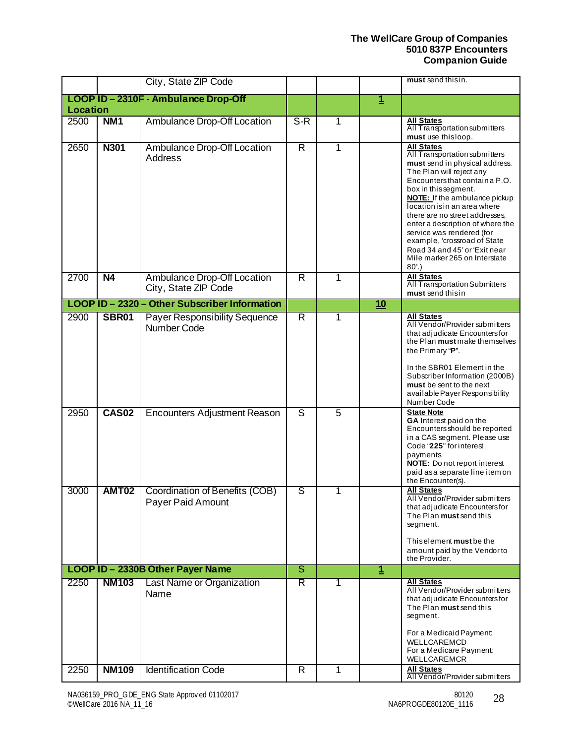| | | City, State ZIP Code | | | | **must** send this in. |
|---|---|---|---|---|---|---|
| **LOOP ID – 2310F - Ambulance Drop-Off Location** | | | | | **1** | |
| 2500 | **NM1** | Ambulance Drop-Off Location | S-R | 1 | | **All States** All Transportation submitters **must** use this loop. |
| 2650 | **N301** | Ambulance Drop-Off Location Address | R | 1 | | **All States** All Transportation submitters **must** send in physical address. The Plan will reject any Encounters that contain a P.O. box in this segment. **NOTE:** If the ambulance pickup location is in an area where there are no street addresses, enter a description of where the service was rendered (for example, 'crossroad of State Road 34 and 45' or 'Exit near Mile marker 265 on Interstate 80'.) |
| 2700 | **N4** | Ambulance Drop-Off Location City, State ZIP Code | R | 1 | | **All States** All Transportation Submitters **must** send this in |
| **LOOP ID – 2320 – Other Subscriber Information** | | | | | **10** | |
| 2900 | **SBR01** | Payer Responsibility Sequence Number Code | R | 1 | | **All States** All Vendor/Provider submitters that adjudicate Encounters for the Plan **must** make themselves the Primary "**P**". In the SBR01 Element in the Subscriber Information (2000B) **must** be sent to the next available Payer Responsibility Number Code |
| 2950 | **CAS02** | Encounters Adjustment Reason | S | 5 | | **State Note** **GA** Interest paid on the Encounters should be reported in a CAS segment. Please use Code "**225**" for interest payments. **NOTE:** Do not report interest paid as a separate line item on the Encounter(s). |
| 3000 | **AMT02** | Coordination of Benefits (COB) Payer Paid Amount | S | 1 | | **All States** All Vendor/Provider submitters that adjudicate Encounters for The Plan **must** send this segment. This element **must** be the amount paid by the Vendor to the Provider. |
| **LOOP ID – 2330B Other Payer Name** | | | S | | **1** | |
| 2250 | **NM103** | Last Name or Organization Name | R | 1 | | **All States** All Vendor/Provider submitters that adjudicate Encounters for The Plan **must** send this segment. For a Medicaid Payment: WELLCAREMCD For a Medicare Payment: WELLCAREMCR |
| 2250 | **NM109** | Identification Code | R | 1 | | **All States** All Vendor/Provider submitters |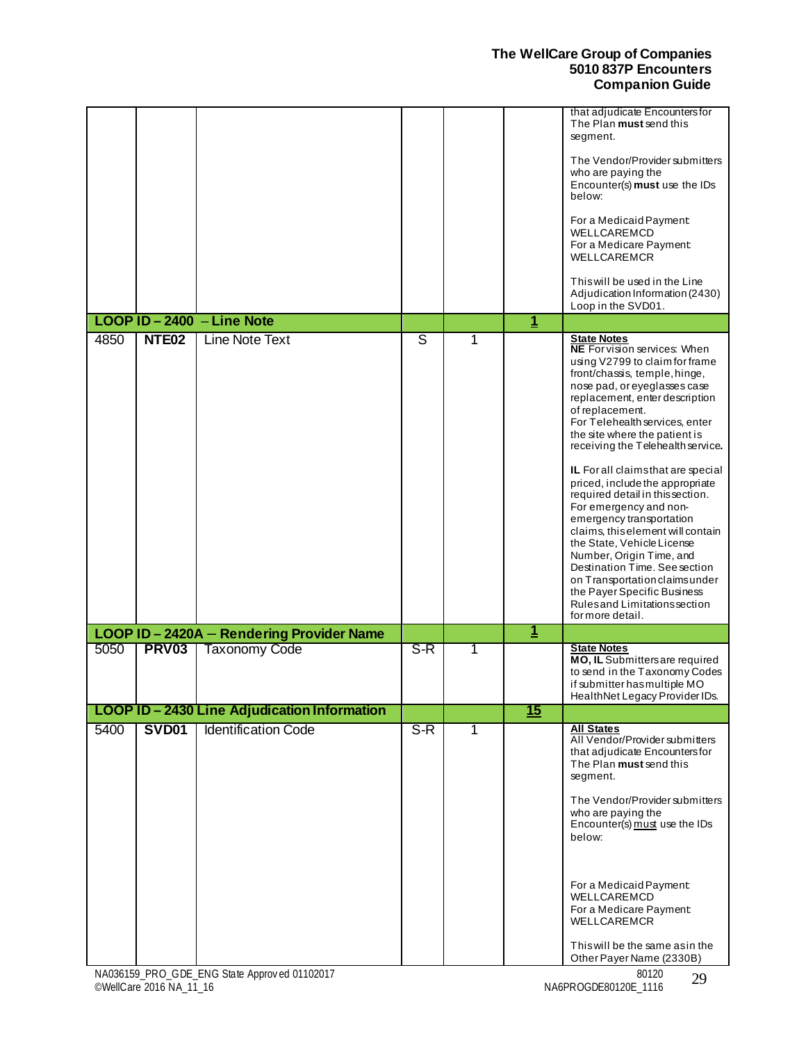| | | | | | | |
|---|---|---|---|---|---|---|
| | | | | | | that adjudicate Encounters for The Plan **must** send this segment.<br><br>The Vendor/Provider submitters who are paying the Encounter(s) **must** use the IDs below:<br><br>For a Medicaid Payment: WELLCAREMCD<br>For a Medicare Payment: WELLCAREMCR<br><br>This will be used in the Line Adjudication Information (2430) Loop in the SVD01. |
| | **LOOP ID – 2400 – Line Note** | | | | **1** | |
| 4850 | **NTE02** | Line Note Text | S | 1 | | **State Notes**<br>**NE** For vision services: When using V2799 to claim for frame front/chassis, temple, hinge, nose pad, or eyeglasses case replacement, enter description of replacement.<br>For Telehealth services, enter the site where the patient is receiving the Telehealth service.<br><br>**IL** For all claims that are special priced, include the appropriate required detail in this section. For emergency and non-emergency transportation claims, this element will contain the State, Vehicle License Number, Origin Time, and Destination Time. See section on Transportation claims under the Payer Specific Business Rules and Limitations section for more detail. |
| | **LOOP ID – 2420A – Rendering Provider Name** | | | | **1** | |
| 5050 | **PRV03** | Taxonomy Code | S-R | 1 | | **State Notes**<br>**MO, IL** Submitters are required to send in the Taxonomy Codes if submitter has multiple MO HealthNet Legacy Provider IDs. |
| | **LOOP ID – 2430 Line Adjudication Information** | | | | **15** | |
| 5400 | **SVD01** | Identification Code | S-R | 1 | | **All States**<br>All Vendor/Provider submitters that adjudicate Encounters for The Plan **must** send this segment.<br><br>The Vendor/Provider submitters who are paying the Encounter(s) must use the IDs below:<br><br>For a Medicaid Payment: WELLCAREMCD<br>For a Medicare Payment: WELLCAREMCR<br><br>This will be the same as in the Other Payer Name (2330B) |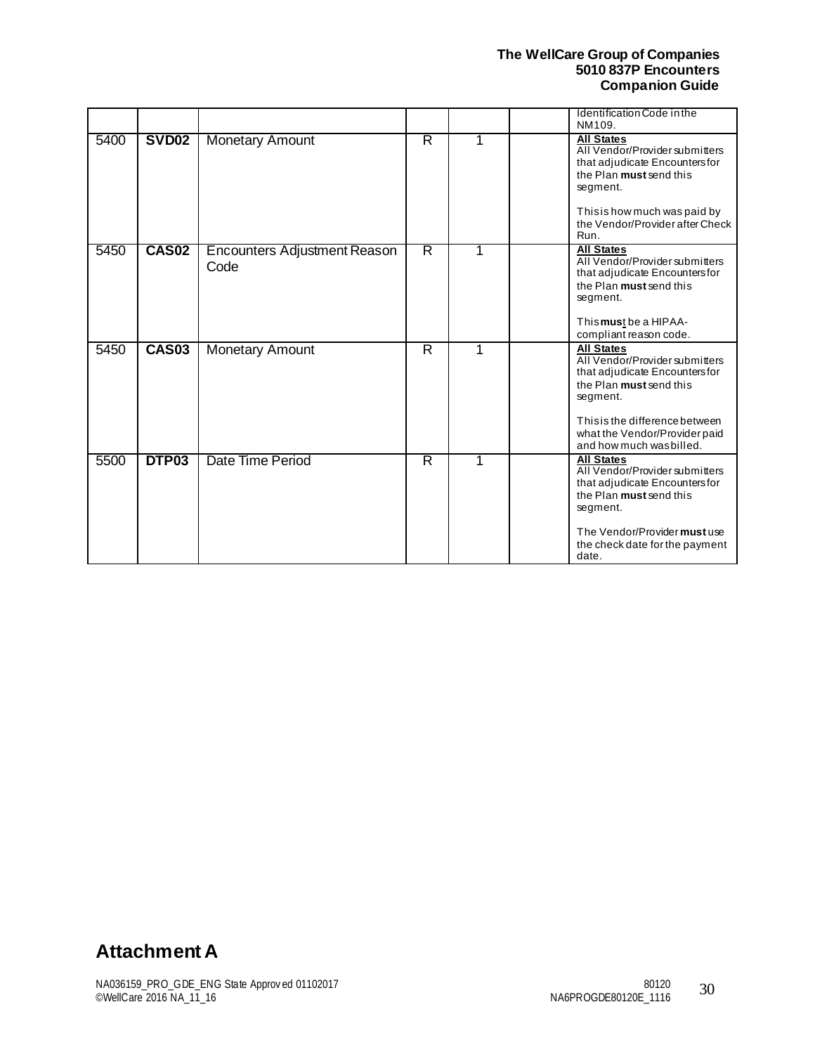| | | | | | | |
|---|---|---|---|---|---|---|
| | | | | | | Identification Code in the NM109. |
| 5400 | **SVD02** | Monetary Amount | R | 1 | | **All States** All Vendor/Provider submitters that adjudicate Encounters for the Plan **must** send this segment.<br><br>This is how much was paid by the Vendor/Provider after Check Run. |
| 5450 | **CAS02** | Encounters Adjustment Reason Code | R | 1 | | **All States** All Vendor/Provider submitters that adjudicate Encounters for the Plan **must** send this segment.<br><br>This **must** be a HIPAA-compliant reason code. |
| 5450 | **CAS03** | Monetary Amount | R | 1 | | **All States** All Vendor/Provider submitters that adjudicate Encounters for the Plan **must** send this segment.<br><br>This is the difference between what the Vendor/Provider paid and how much was billed. |
| 5500 | **DTP03** | Date Time Period | R | 1 | | **All States** All Vendor/Provider submitters that adjudicate Encounters for the Plan **must** send this segment.<br><br>The Vendor/Provider **must** use the check date for the payment date. |

# Attachment A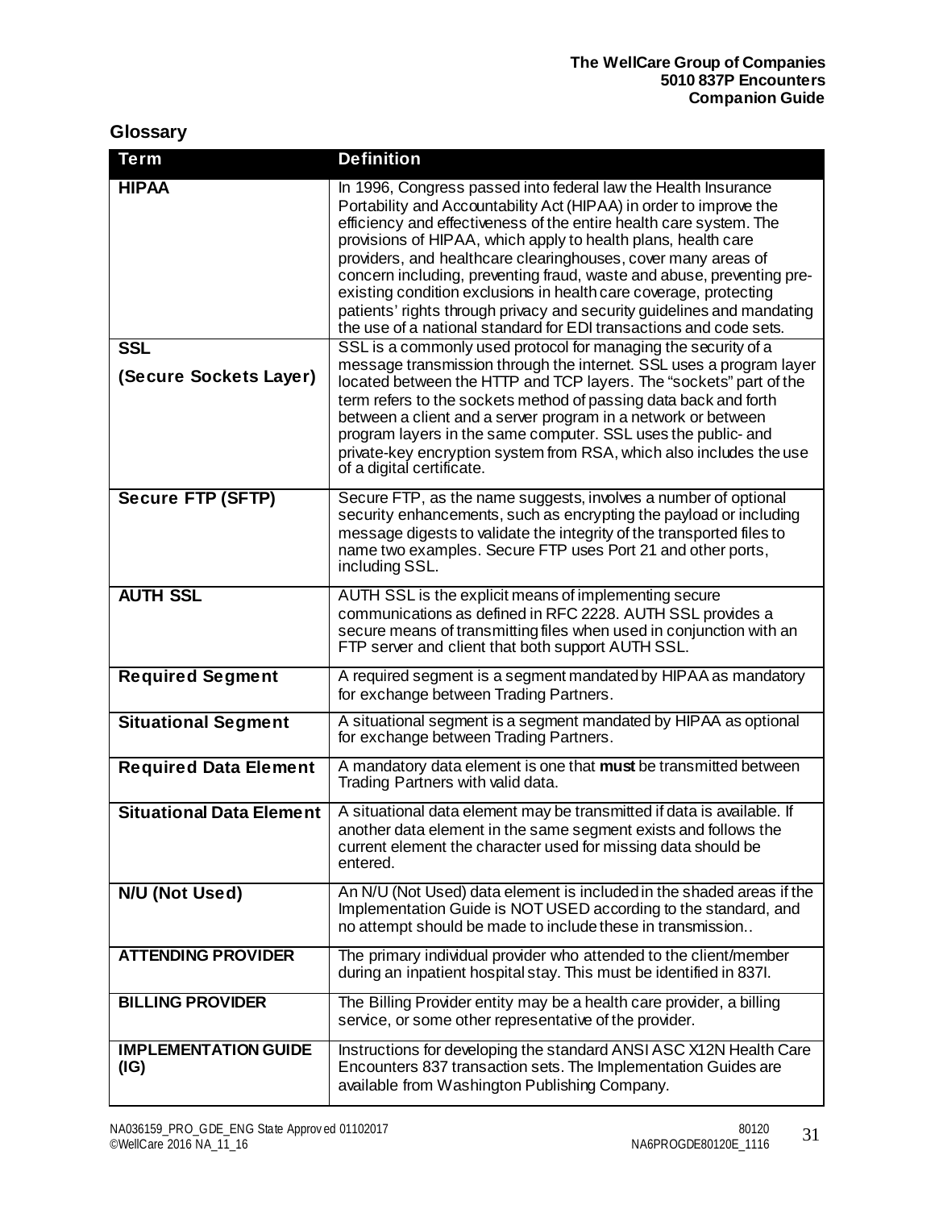## Glossary

| Term | Definition |
|---|---|
| **HIPAA** | In 1996, Congress passed into federal law the Health Insurance Portability and Accountability Act (HIPAA) in order to improve the efficiency and effectiveness of the entire health care system. The provisions of HIPAA, which apply to health plans, health care providers, and healthcare clearinghouses, cover many areas of concern including, preventing fraud, waste and abuse, preventing pre-existing condition exclusions in health care coverage, protecting patients' rights through privacy and security guidelines and mandating the use of a national standard for EDI transactions and code sets. |
| **SSL (Secure Sockets Layer)** | SSL is a commonly used protocol for managing the security of a message transmission through the internet. SSL uses a program layer located between the HTTP and TCP layers. The "sockets" part of the term refers to the sockets method of passing data back and forth between a client and a server program in a network or between program layers in the same computer. SSL uses the public- and private-key encryption system from RSA, which also includes the use of a digital certificate. |
| **Secure FTP (SFTP)** | Secure FTP, as the name suggests, involves a number of optional security enhancements, such as encrypting the payload or including message digests to validate the integrity of the transported files to name two examples. Secure FTP uses Port 21 and other ports, including SSL. |
| **AUTH SSL** | AUTH SSL is the explicit means of implementing secure communications as defined in RFC 2228. AUTH SSL provides a secure means of transmitting files when used in conjunction with an FTP server and client that both support AUTH SSL. |
| **Required Segment** | A required segment is a segment mandated by HIPAA as mandatory for exchange between Trading Partners. |
| **Situational Segment** | A situational segment is a segment mandated by HIPAA as optional for exchange between Trading Partners. |
| **Required Data Element** | A mandatory data element is one that **must** be transmitted between Trading Partners with valid data. |
| **Situational Data Element** | A situational data element may be transmitted if data is available. If another data element in the same segment exists and follows the current element the character used for missing data should be entered. |
| **N/U (Not Used)** | An N/U (Not Used) data element is included in the shaded areas if the Implementation Guide is NOT USED according to the standard, and no attempt should be made to include these in transmission.. |
| **ATTENDING PROVIDER** | The primary individual provider who attended to the client/member during an inpatient hospital stay. This must be identified in 837I. |
| **BILLING PROVIDER** | The Billing Provider entity may be a health care provider, a billing service, or some other representative of the provider. |
| **IMPLEMENTATION GUIDE (IG)** | Instructions for developing the standard ANSI ASC X12N Health Care Encounters 837 transaction sets. The Implementation Guides are available from Washington Publishing Company. |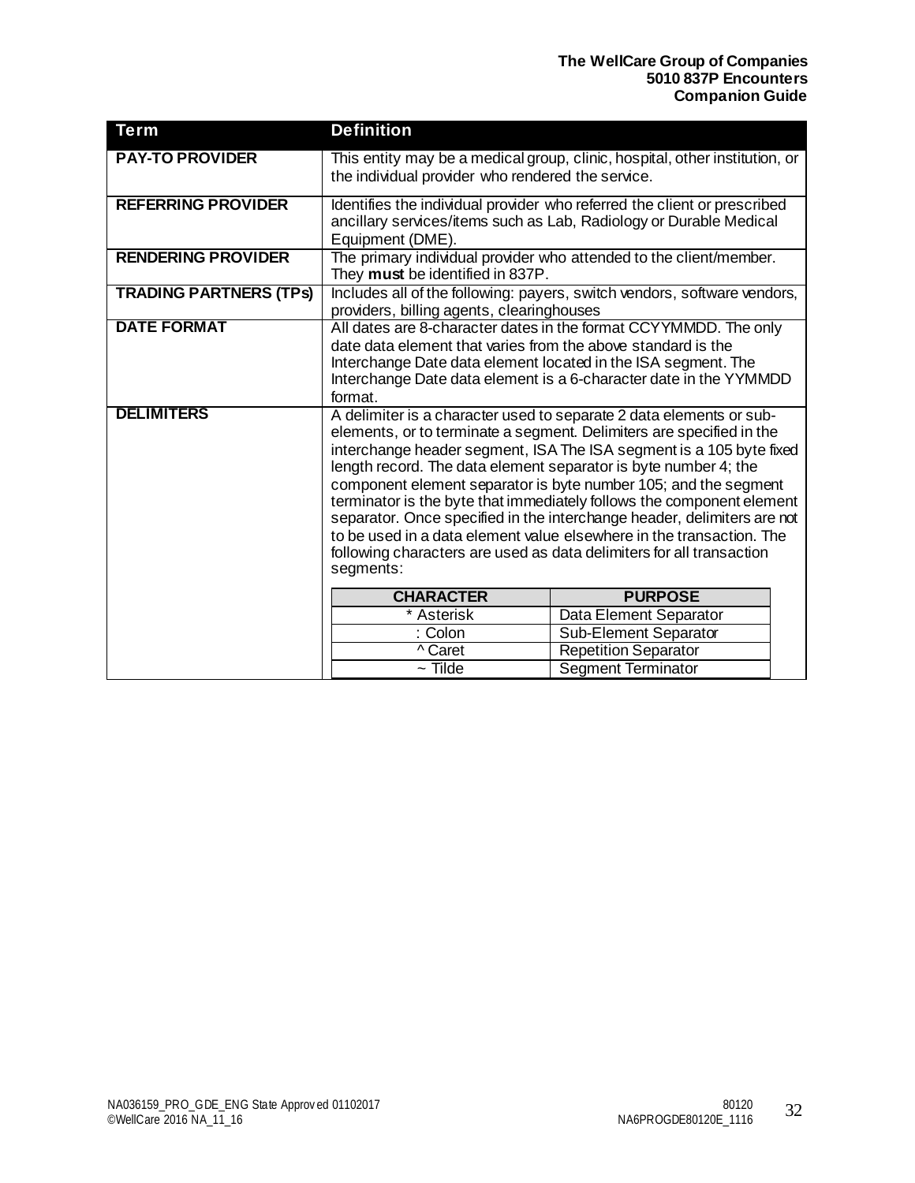| Term | Definition |
|---|---|
| **PAY-TO PROVIDER** | This entity may be a medical group, clinic, hospital, other institution, or the individual provider who rendered the service. |
| **REFERRING PROVIDER** | Identifies the individual provider who referred the client or prescribed ancillary services/items such as Lab, Radiology or Durable Medical Equipment (DME). |
| **RENDERING PROVIDER** | The primary individual provider who attended to the client/member. They **must** be identified in 837P. |
| **TRADING PARTNERS (TPs)** | Includes all of the following: payers, switch vendors, software vendors, providers, billing agents, clearinghouses |
| **DATE FORMAT** | All dates are 8-character dates in the format CCYYMMDD. The only date data element that varies from the above standard is the Interchange Date data element located in the ISA segment. The Interchange Date data element is a 6-character date in the YYMMDD format. |
| **DELIMITERS** | A delimiter is a character used to separate 2 data elements or sub-elements, or to terminate a segment. Delimiters are specified in the interchange header segment, ISA The ISA segment is a 105 byte fixed length record. The data element separator is byte number 4; the component element separator is byte number 105; and the segment terminator is the byte that immediately follows the component element separator. Once specified in the interchange header, delimiters are not to be used in a data element value elsewhere in the transaction. The following characters are used as data delimiters for all transaction segments: |

| CHARACTER | PURPOSE |
|---|---|
| * Asterisk | Data Element Separator |
| : Colon | Sub-Element Separator |
| ^ Caret | Repetition Separator |
| ~ Tilde | Segment Terminator |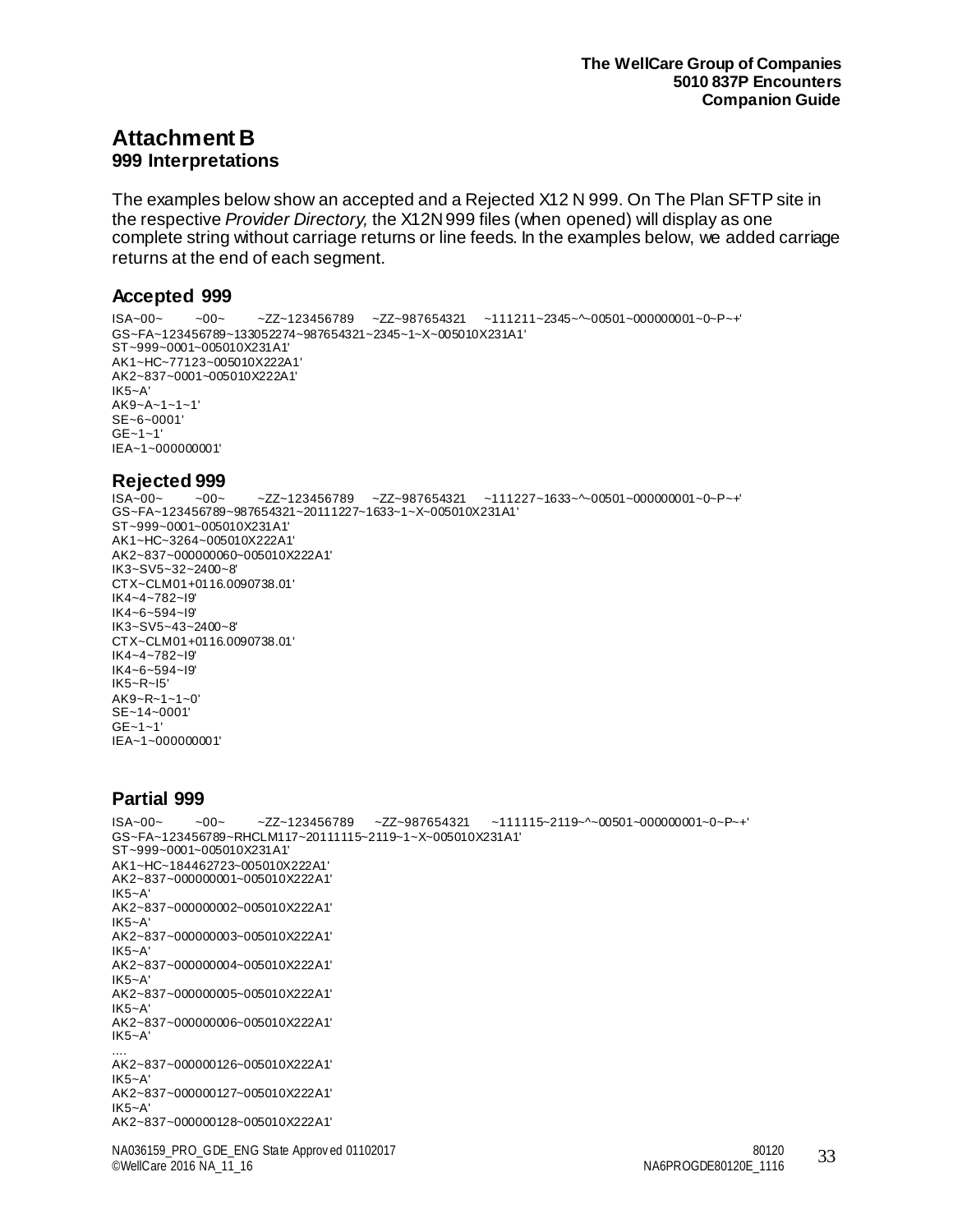# Attachment B

## 999 Interpretations

The examples below show an accepted and a Rejected X12 N 999. On The Plan SFTP site in the respective *Provider Directory,* the X12N 999 files (when opened) will display as one complete string without carriage returns or line feeds. In the examples below, we added carriage returns at the end of each segment.

### Accepted 999

```
ISA~00~          ~00~          ~ZZ~123456789     ~ZZ~987654321     ~111211~2345~^~00501~000000001~0~P~+'
GS~FA~123456789~133052274~987654321~2345~1~X~005010X231A1'
ST~999~0001~005010X231A1'
AK1~HC~77123~005010X222A1'
AK2~837~0001~005010X222A1'
IK5~A'
AK9~A~1~1~1'
SE~6~0001'
GE~1~1'
IEA~1~000000001'
```

### Rejected 999

```
ISA~00~          ~00~          ~ZZ~123456789     ~ZZ~987654321     ~111227~1633~^~00501~000000001~0~P~+'
GS~FA~123456789~987654321~20111227~1633~1~X~005010X231A1'
ST~999~0001~005010X231A1'
AK1~HC~3264~005010X222A1'
AK2~837~000000060~005010X222A1'
IK3~SV5~32~2400~8'
CTX~CLM01+0116.0090738.01'
IK4~4~782~I9'
IK4~6~594~I9'
IK3~SV5~43~2400~8'
CTX~CLM01+0116.0090738.01'
IK4~4~782~I9'
IK4~6~594~I9'
IK5~R~I5'
AK9~R~1~1~0'
SE~14~0001'
GE~1~1'
IEA~1~000000001'
```

### Partial 999

```
ISA~00~          ~00~          ~ZZ~123456789     ~ZZ~987654321     ~111115~2119~^~00501~000000001~0~P~+'
GS~FA~123456789~RHCLM117~20111115~2119~1~X~005010X231A1'
ST~999~0001~005010X231A1'
AK1~HC~184462723~005010X222A1'
AK2~837~000000001~005010X222A1'
IK5~A'
AK2~837~000000002~005010X222A1'
IK5~A'
AK2~837~000000003~005010X222A1'
IK5~A'
AK2~837~000000004~005010X222A1'
IK5~A'
AK2~837~000000005~005010X222A1'
IK5~A'
AK2~837~000000006~005010X222A1'
IK5~A'
....
AK2~837~000000126~005010X222A1'
IK5~A'
AK2~837~000000127~005010X222A1'
IK5~A'
AK2~837~000000128~005010X222A1'
```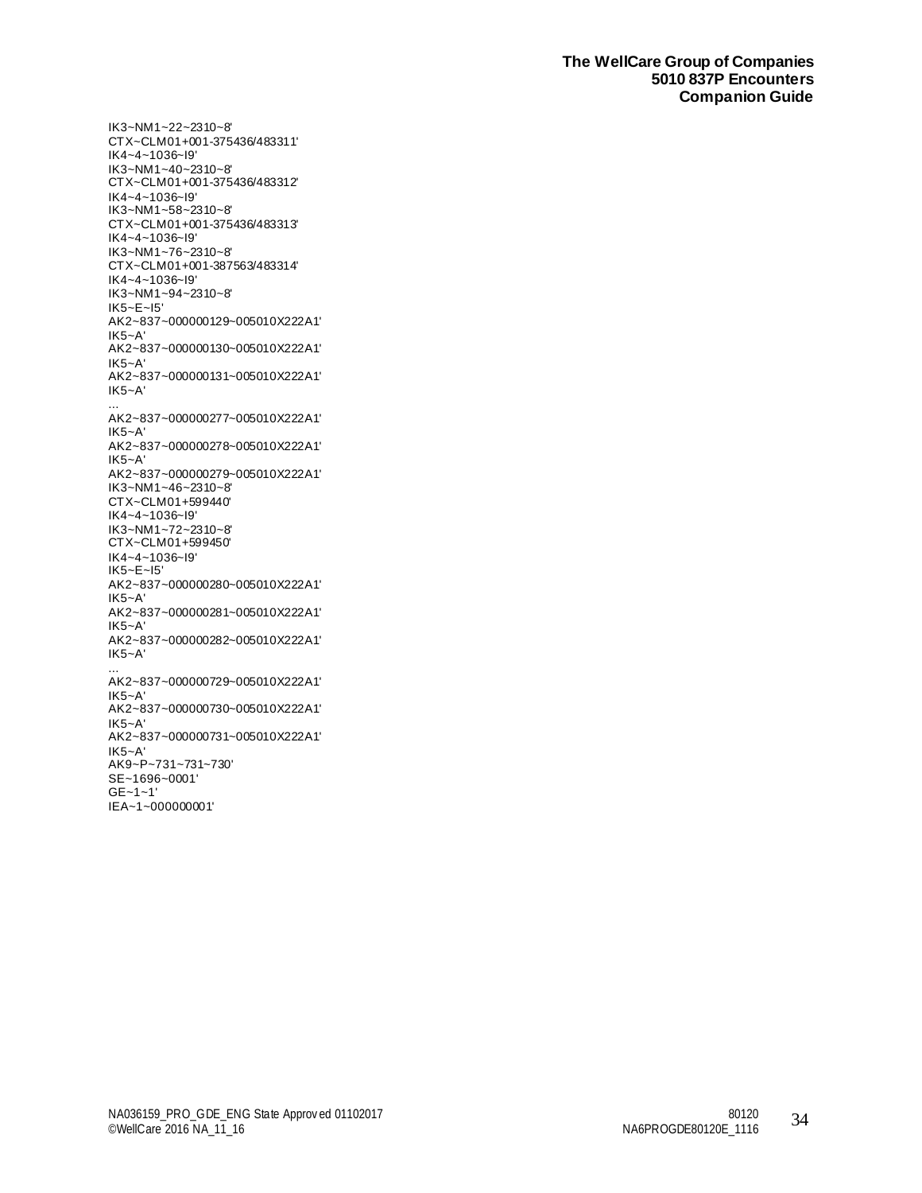```
IK3~NM1~22~2310~8'
CTX~CLM01+001-375436/483311'
IK4~4~1036~I9'
IK3~NM1~40~2310~8'
CTX~CLM01+001-375436/483312'
IK4~4~1036~I9'
IK3~NM1~58~2310~8'
CTX~CLM01+001-375436/483313'
IK4~4~1036~I9'
IK3~NM1~76~2310~8'
CTX~CLM01+001-387563/483314'
IK4~4~1036~I9'
IK3~NM1~94~2310~8'
IK5~E~I5'
AK2~837~000000129~005010X222A1'
IK5~A'
AK2~837~000000130~005010X222A1'
IK5~A'
AK2~837~000000131~005010X222A1'
IK5~A'
...
AK2~837~000000277~005010X222A1'
IK5~A'
AK2~837~000000278~005010X222A1'
IK5~A'
AK2~837~000000279~005010X222A1'
IK3~NM1~46~2310~8'
CTX~CLM01+599440'
IK4~4~1036~I9'
IK3~NM1~72~2310~8'
CTX~CLM01+599450'
IK4~4~1036~I9'
IK5~E~I5'
AK2~837~000000280~005010X222A1'
IK5~A'
AK2~837~000000281~005010X222A1'
IK5~A'
AK2~837~000000282~005010X222A1'
IK5~A'
...
AK2~837~000000729~005010X222A1'
IK5~A'
AK2~837~000000730~005010X222A1'
IK5~A'
AK2~837~000000731~005010X222A1'
IK5~A'
AK9~P~731~731~730'
SE~1696~0001'
GE~1~1'
IEA~1~000000001'
```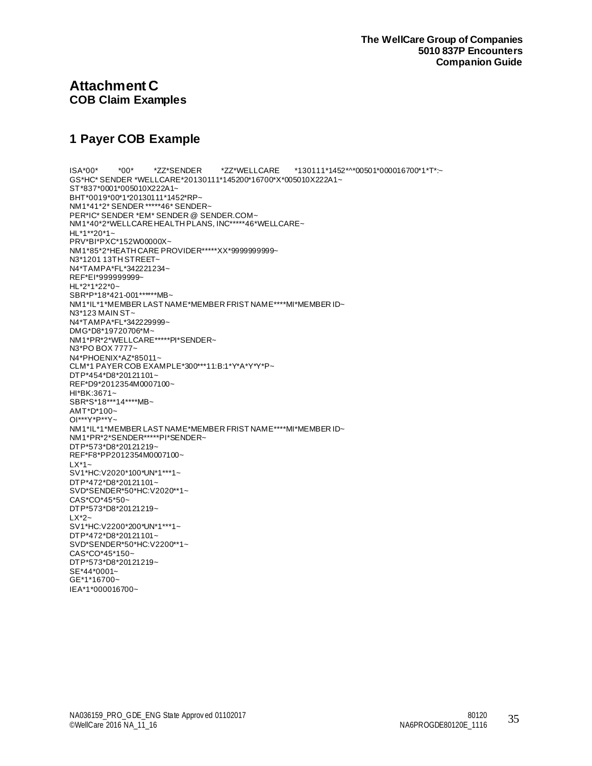# Attachment C

## COB Claim Examples

## 1 Payer COB Example

```
ISA*00*          *00*          *ZZ*SENDER         *ZZ*WELLCARE       *130111*1452*^*00501*000016700*1*T*:~
GS*HC* SENDER *WELLCARE*20130111*145200*16700*X*005010X222A1~
ST*837*0001*005010X222A1~
BHT*0019*00*1*20130111*1452*RP~
NM1*41*2* SENDER *****46* SENDER~
PER*IC* SENDER *EM* SENDER @ SENDER.COM~
NM1*40*2*WELLCARE HEALTH PLANS, INC*****46*WELLCARE~
HL*1**20*1~
PRV*BI*PXC*152W00000X~
NM1*85*2*HEATH CARE PROVIDER*****XX*9999999999~
N3*1201 13TH STREET~
N4*TAMPA*FL*342221234~
REF*EI*999999999~
HL*2*1*22*0~
SBR*P*18*421-001******MB~
NM1*IL*1*MEMBER LAST NAME*MEMBER FRIST NAME****MI*MEMBER ID~
N3*123 MAIN ST~
N4*TAMPA*FL*342229999~
DMG*D8*19720706*M~
NM1*PR*2*WELLCARE*****PI*SENDER~
N3*PO BOX 7777~
N4*PHOENIX*AZ*85011~
CLM*1 PAYER COB EXAMPLE*300***11:B:1*Y*A*Y*Y*P~
DTP*454*D8*20121101~
REF*D9*2012354M0007100~
HI*BK:3671~
SBR*S*18***14****MB~
AMT*D*100~
OI***Y*P**Y~
NM1*IL*1*MEMBER LAST NAME*MEMBER FRIST NAME****MI*MEMBER ID~
NM1*PR*2*SENDER*****PI*SENDER~
DTP*573*D8*20121219~
REF*F8*PP2012354M0007100~
LX*1~
SV1*HC:V2020*100*UN*1***1~
DTP*472*D8*20121101~
SVD*SENDER*50*HC:V2020**1~
CAS*CO*45*50~
DTP*573*D8*20121219~
LX*2~
SV1*HC:V2200*200*UN*1***1~
DTP*472*D8*20121101~
SVD*SENDER*50*HC:V2200**1~
CAS*CO*45*150~
DTP*573*D8*20121219~
SE*44*0001~
GE*1*16700~
IEA*1*000016700~
```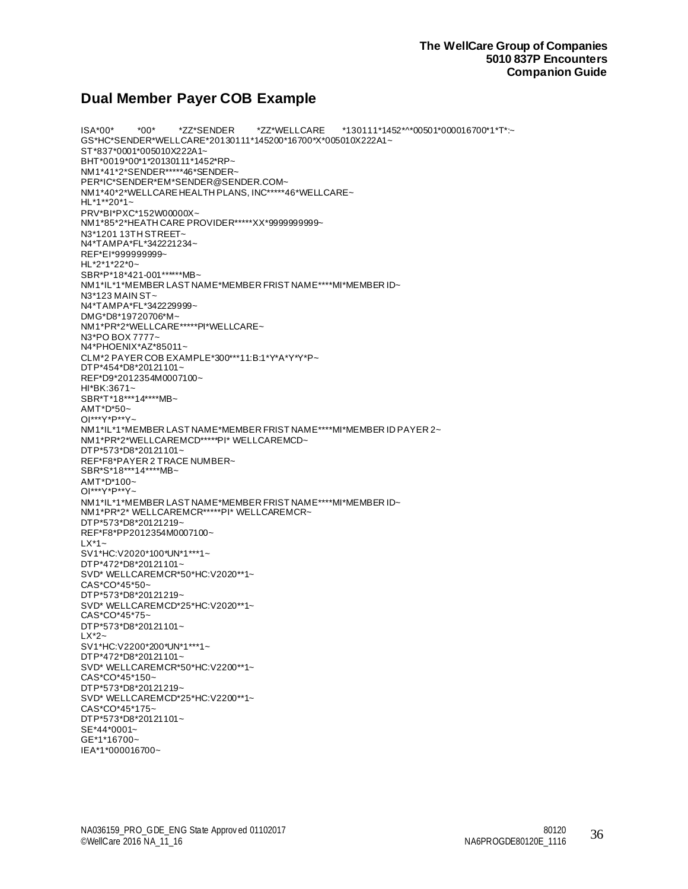## Dual Member Payer COB Example

```
ISA*00*          *00*          *ZZ*SENDER          *ZZ*WELLCARE          *130111*1452*^*00501*000016700*1*T*:~
GS*HC*SENDER*WELLCARE*20130111*145200*16700*X*005010X222A1~
ST*837*0001*005010X222A1~
BHT*0019*00*1*20130111*1452*RP~
NM1*41*2*SENDER*****46*SENDER~
PER*IC*SENDER*EM*SENDER@SENDER.COM~
NM1*40*2*WELLCARE HEALTH PLANS, INC*****46*WELLCARE~
HL*1**20*1~
PRV*BI*PXC*152W00000X~
NM1*85*2*HEATH CARE PROVIDER*****XX*9999999999~
N3*1201 13TH STREET~
N4*TAMPA*FL*342221234~
REF*EI*999999999~
HL*2*1*22*0~
SBR*P*18*421-001******MB~
NM1*IL*1*MEMBER LAST NAME*MEMBER FRIST NAME****MI*MEMBER ID~
N3*123 MAIN ST~
N4*TAMPA*FL*342229999~
DMG*D8*19720706*M~
NM1*PR*2*WELLCARE*****PI*WELLCARE~
N3*PO BOX 7777~
N4*PHOENIX*AZ*85011~
CLM*2 PAYER COB EXAMPLE*300***11:B:1*Y*A*Y*Y*P~
DTP*454*D8*20121101~
REF*D9*2012354M0007100~
HI*BK:3671~
SBR*T*18***14****MB~
AMT*D*50~
OI***Y*P**Y~
NM1*IL*1*MEMBER LAST NAME*MEMBER FRIST NAME****MI*MEMBER ID PAYER 2~
NM1*PR*2*WELLCAREMCD*****PI* WELLCAREMCD~
DTP*573*D8*20121101~
REF*F8*PAYER 2 TRACE NUMBER~
SBR*S*18***14****MB~
AMT*D*100~
OI***Y*P**Y~
NM1*IL*1*MEMBER LAST NAME*MEMBER FRIST NAME****MI*MEMBER ID~
NM1*PR*2* WELLCAREMCR*****PI* WELLCAREMCR~
DTP*573*D8*20121219~
REF*F8*PP2012354M0007100~
LX*1~
SV1*HC:V2020*100*UN*1***1~
DTP*472*D8*20121101~
SVD* WELLCAREMCR*50*HC:V2020**1~
CAS*CO*45*50~
DTP*573*D8*20121219~
SVD* WELLCAREMCD*25*HC:V2020**1~
CAS*CO*45*75~
DTP*573*D8*20121101~
LX*2~
SV1*HC:V2200*200*UN*1***1~
DTP*472*D8*20121101~
SVD* WELLCAREMCR*50*HC:V2200**1~
CAS*CO*45*150~
DTP*573*D8*20121219~
SVD* WELLCAREMCD*25*HC:V2200**1~
CAS*CO*45*175~
DTP*573*D8*20121101~
SE*44*0001~
GE*1*16700~
IEA*1*000016700~
```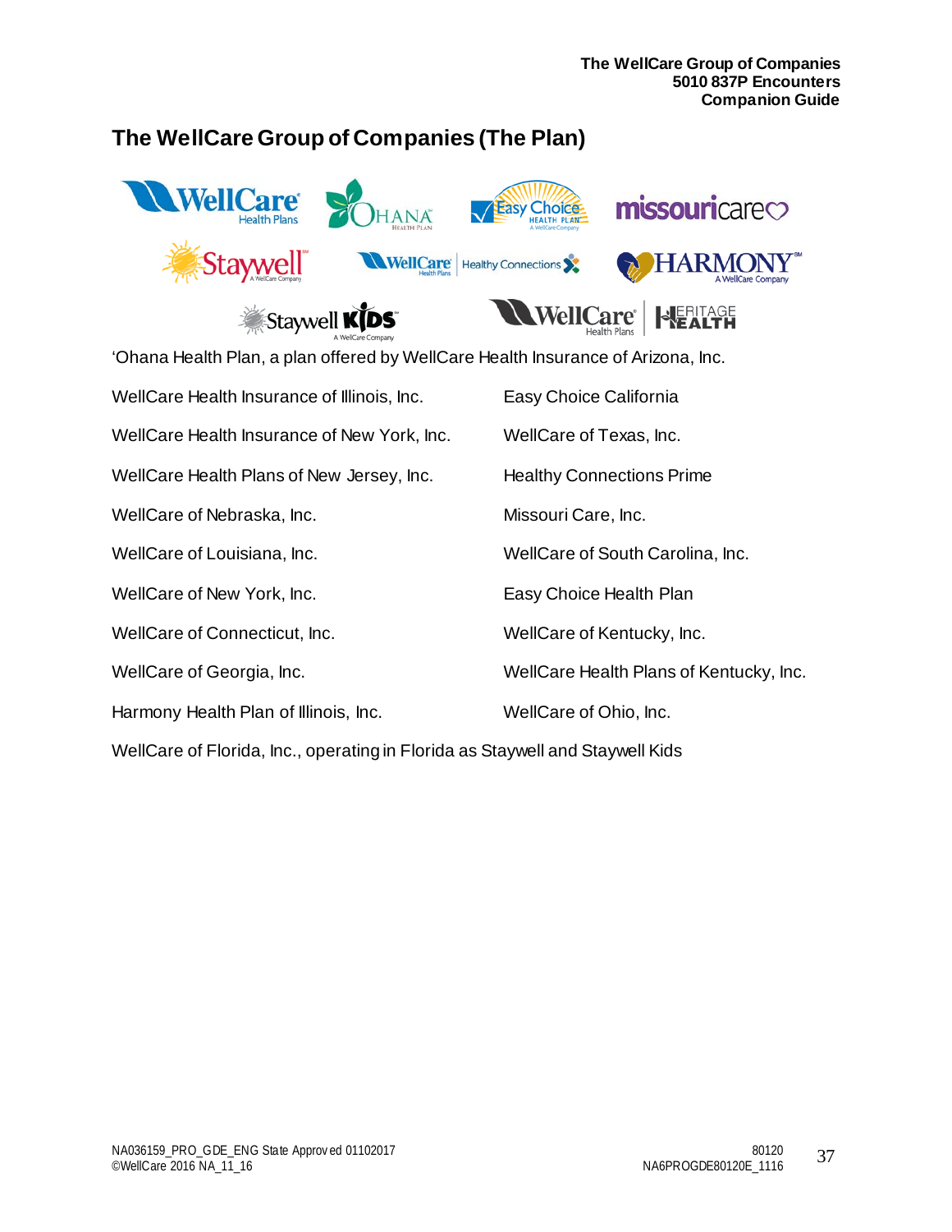## The WellCare Group of Companies (The Plan)

'Ohana Health Plan, a plan offered by WellCare Health Insurance of Arizona, Inc.

WellCare Health Insurance of Illinois, Inc.

WellCare Health Insurance of New York, Inc.

WellCare Health Plans of New Jersey, Inc.

WellCare of Nebraska, Inc.

WellCare of Louisiana, Inc.

WellCare of New York, Inc.

WellCare of Connecticut, Inc.

WellCare of Georgia, Inc.

Harmony Health Plan of Illinois, Inc.

Easy Choice California

WellCare of Texas, Inc.

Healthy Connections Prime

Missouri Care, Inc.

WellCare of South Carolina, Inc.

Easy Choice Health Plan

WellCare of Kentucky, Inc.

WellCare Health Plans of Kentucky, Inc.

WellCare of Ohio, Inc.

WellCare of Florida, Inc., operating in Florida as Staywell and Staywell Kids

NA036159_PRO_GDE_ENG State Approved 01102017
©WellCare 2016 NA_11_16

80120
NA6PROGDE80120E_1116